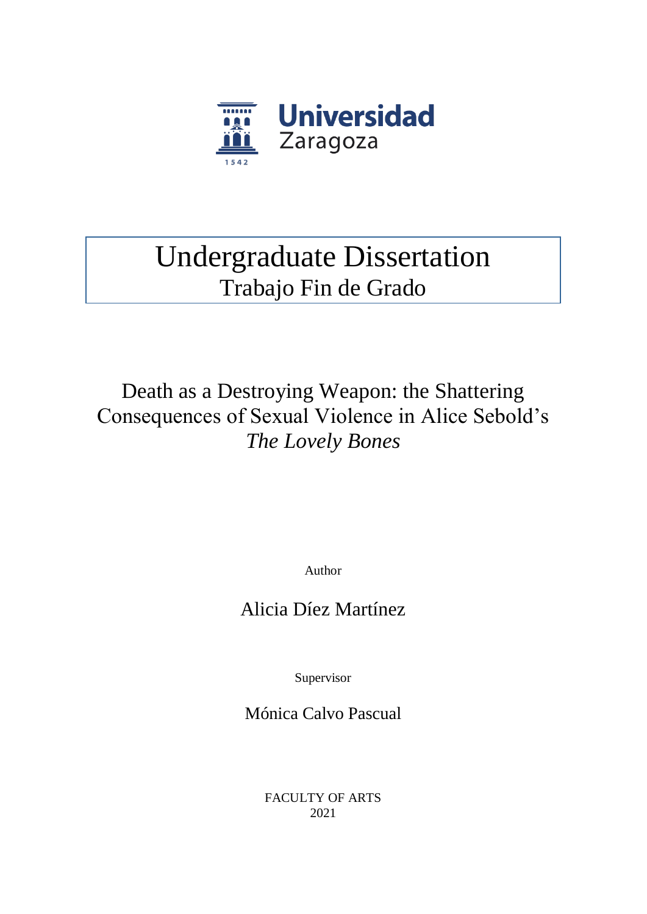Universidad Zaragoza

1542

# Undergraduate Dissertation
## Trabajo Fin de Grado

# Death as a Destroying Weapon: the Shattering Consequences of Sexual Violence in Alice Sebold's *The Lovely Bones*

Author

Alicia Díez Martínez

Supervisor

Mónica Calvo Pascual

FACULTY OF ARTS
2021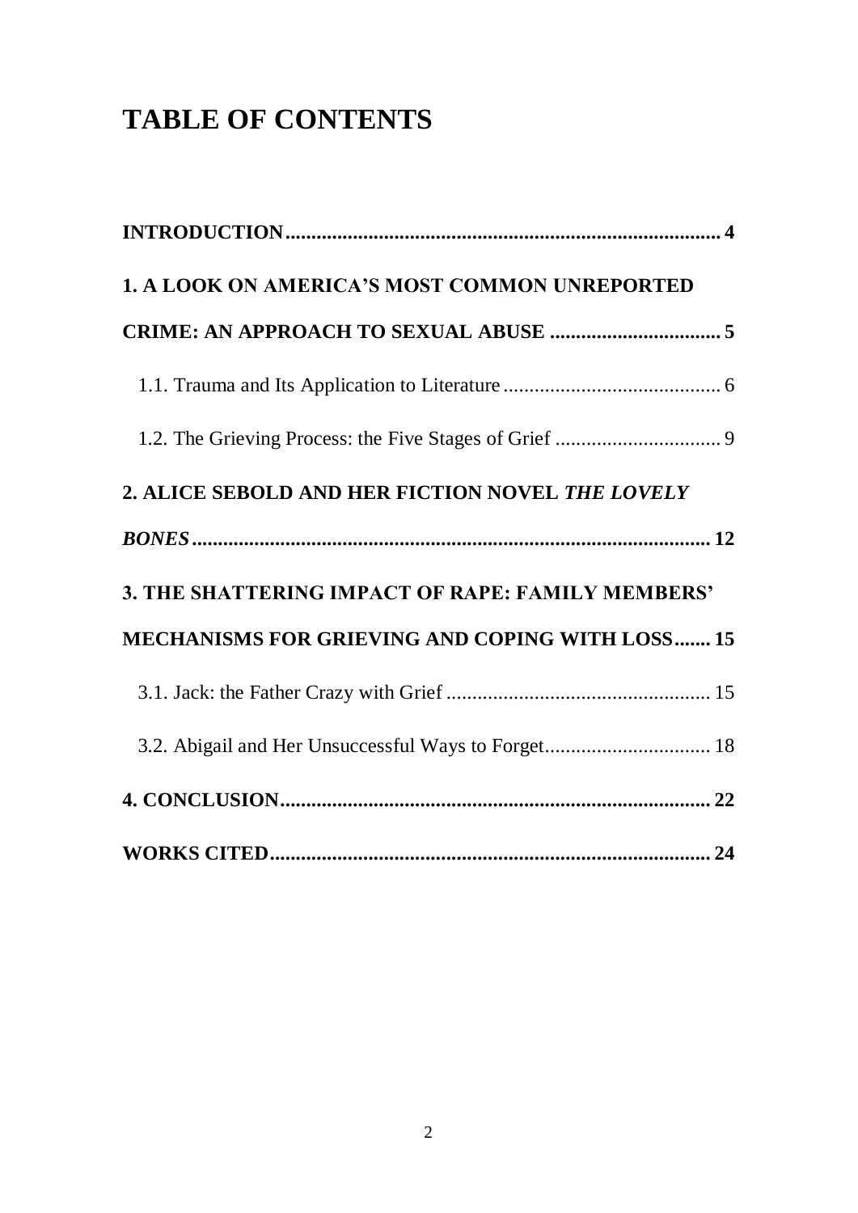# TABLE OF CONTENTS

**INTRODUCTION** .................................................................................... **4**

**1. A LOOK ON AMERICA'S MOST COMMON UNREPORTED CRIME: AN APPROACH TO SEXUAL ABUSE** ................................ **5**

1.1. Trauma and Its Application to Literature .......................................... 6

1.2. The Grieving Process: the Five Stages of Grief ................................ 9

**2. ALICE SEBOLD AND HER FICTION NOVEL *THE LOVELY BONES*** .................................................................................................... **12**

**3. THE SHATTERING IMPACT OF RAPE: FAMILY MEMBERS' MECHANISMS FOR GRIEVING AND COPING WITH LOSS** ....... **15**

3.1. Jack: the Father Crazy with Grief .................................................... 15

3.2. Abigail and Her Unsuccessful Ways to Forget................................ 18

**4. CONCLUSION** .................................................................................... **22**

**WORKS CITED** ..................................................................................... **24**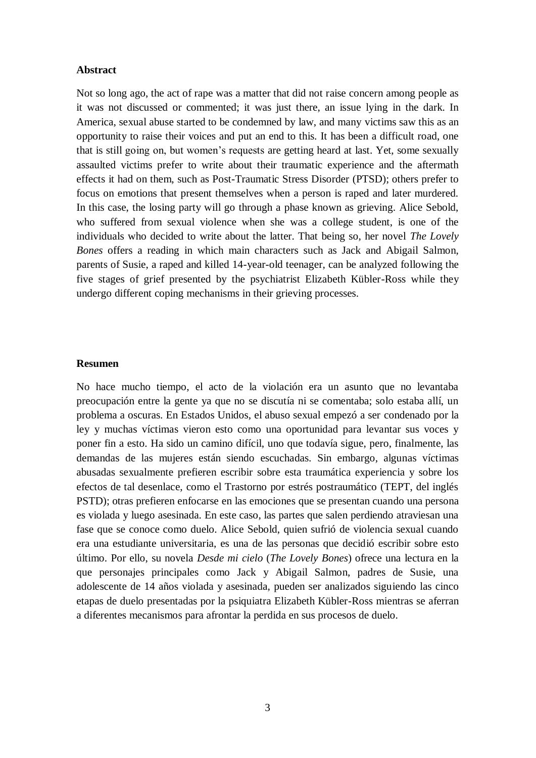**Abstract**

Not so long ago, the act of rape was a matter that did not raise concern among people as it was not discussed or commented; it was just there, an issue lying in the dark. In America, sexual abuse started to be condemned by law, and many victims saw this as an opportunity to raise their voices and put an end to this. It has been a difficult road, one that is still going on, but women's requests are getting heard at last. Yet, some sexually assaulted victims prefer to write about their traumatic experience and the aftermath effects it had on them, such as Post-Traumatic Stress Disorder (PTSD); others prefer to focus on emotions that present themselves when a person is raped and later murdered. In this case, the losing party will go through a phase known as grieving. Alice Sebold, who suffered from sexual violence when she was a college student, is one of the individuals who decided to write about the latter. That being so, her novel *The Lovely Bones* offers a reading in which main characters such as Jack and Abigail Salmon, parents of Susie, a raped and killed 14-year-old teenager, can be analyzed following the five stages of grief presented by the psychiatrist Elizabeth Kübler-Ross while they undergo different coping mechanisms in their grieving processes.

**Resumen**

No hace mucho tiempo, el acto de la violación era un asunto que no levantaba preocupación entre la gente ya que no se discutía ni se comentaba; solo estaba allí, un problema a oscuras. En Estados Unidos, el abuso sexual empezó a ser condenado por la ley y muchas víctimas vieron esto como una oportunidad para levantar sus voces y poner fin a esto. Ha sido un camino difícil, uno que todavía sigue, pero, finalmente, las demandas de las mujeres están siendo escuchadas. Sin embargo, algunas víctimas abusadas sexualmente prefieren escribir sobre esta traumática experiencia y sobre los efectos de tal desenlace, como el Trastorno por estrés postraumático (TEPT, del inglés PSTD); otras prefieren enfocarse en las emociones que se presentan cuando una persona es violada y luego asesinada. En este caso, las partes que salen perdiendo atraviesan una fase que se conoce como duelo. Alice Sebold, quien sufrió de violencia sexual cuando era una estudiante universitaria, es una de las personas que decidió escribir sobre esto último. Por ello, su novela *Desde mi cielo* (*The Lovely Bones*) ofrece una lectura en la que personajes principales como Jack y Abigail Salmon, padres de Susie, una adolescente de 14 años violada y asesinada, pueden ser analizados siguiendo las cinco etapas de duelo presentadas por la psiquiatra Elizabeth Kübler-Ross mientras se aferran a diferentes mecanismos para afrontar la perdida en sus procesos de duelo.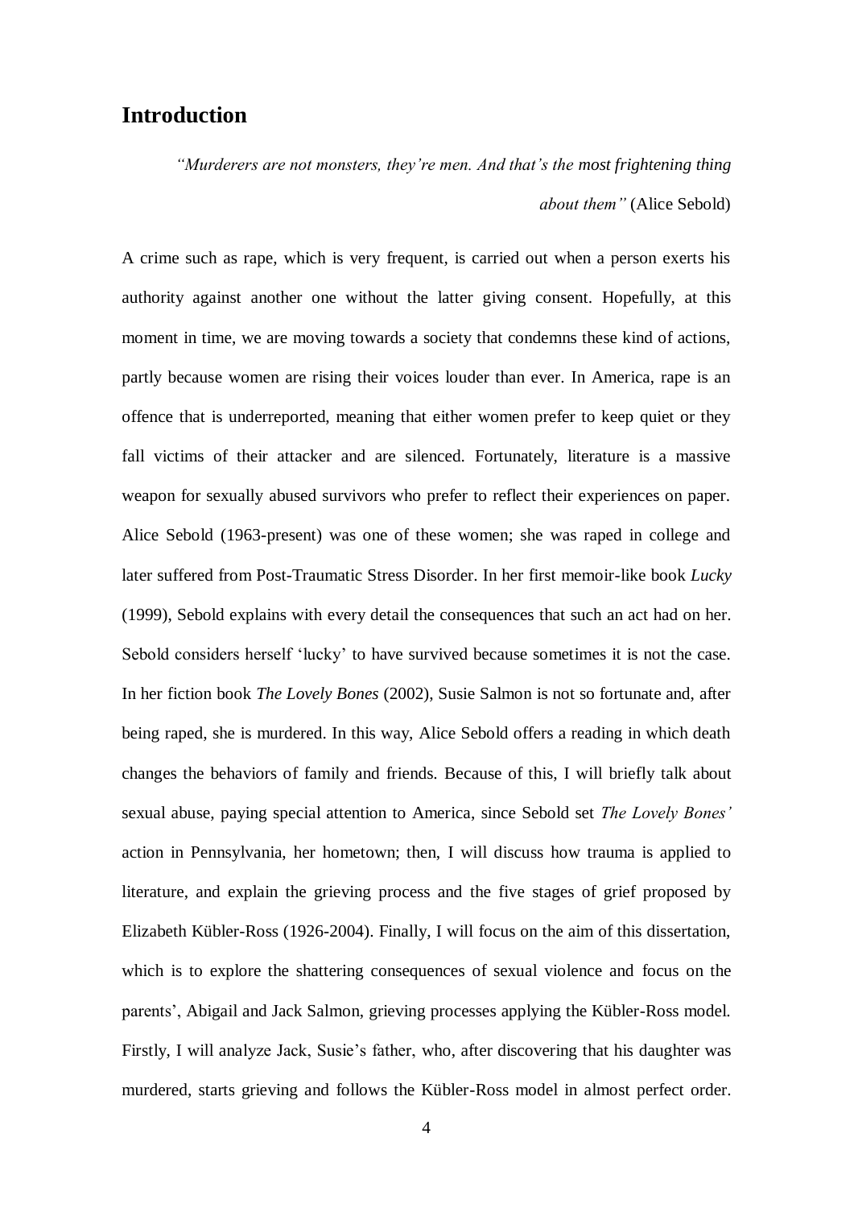## Introduction

> *"Murderers are not monsters, they're men. And that's the most frightening thing about them"* (Alice Sebold)

A crime such as rape, which is very frequent, is carried out when a person exerts his authority against another one without the latter giving consent. Hopefully, at this moment in time, we are moving towards a society that condemns these kind of actions, partly because women are rising their voices louder than ever. In America, rape is an offence that is underreported, meaning that either women prefer to keep quiet or they fall victims of their attacker and are silenced. Fortunately, literature is a massive weapon for sexually abused survivors who prefer to reflect their experiences on paper. Alice Sebold (1963-present) was one of these women; she was raped in college and later suffered from Post-Traumatic Stress Disorder. In her first memoir-like book *Lucky* (1999), Sebold explains with every detail the consequences that such an act had on her. Sebold considers herself 'lucky' to have survived because sometimes it is not the case. In her fiction book *The Lovely Bones* (2002), Susie Salmon is not so fortunate and, after being raped, she is murdered. In this way, Alice Sebold offers a reading in which death changes the behaviors of family and friends. Because of this, I will briefly talk about sexual abuse, paying special attention to America, since Sebold set *The Lovely Bones'* action in Pennsylvania, her hometown; then, I will discuss how trauma is applied to literature, and explain the grieving process and the five stages of grief proposed by Elizabeth Kübler-Ross (1926-2004). Finally, I will focus on the aim of this dissertation, which is to explore the shattering consequences of sexual violence and focus on the parents', Abigail and Jack Salmon, grieving processes applying the Kübler-Ross model. Firstly, I will analyze Jack, Susie's father, who, after discovering that his daughter was murdered, starts grieving and follows the Kübler-Ross model in almost perfect order.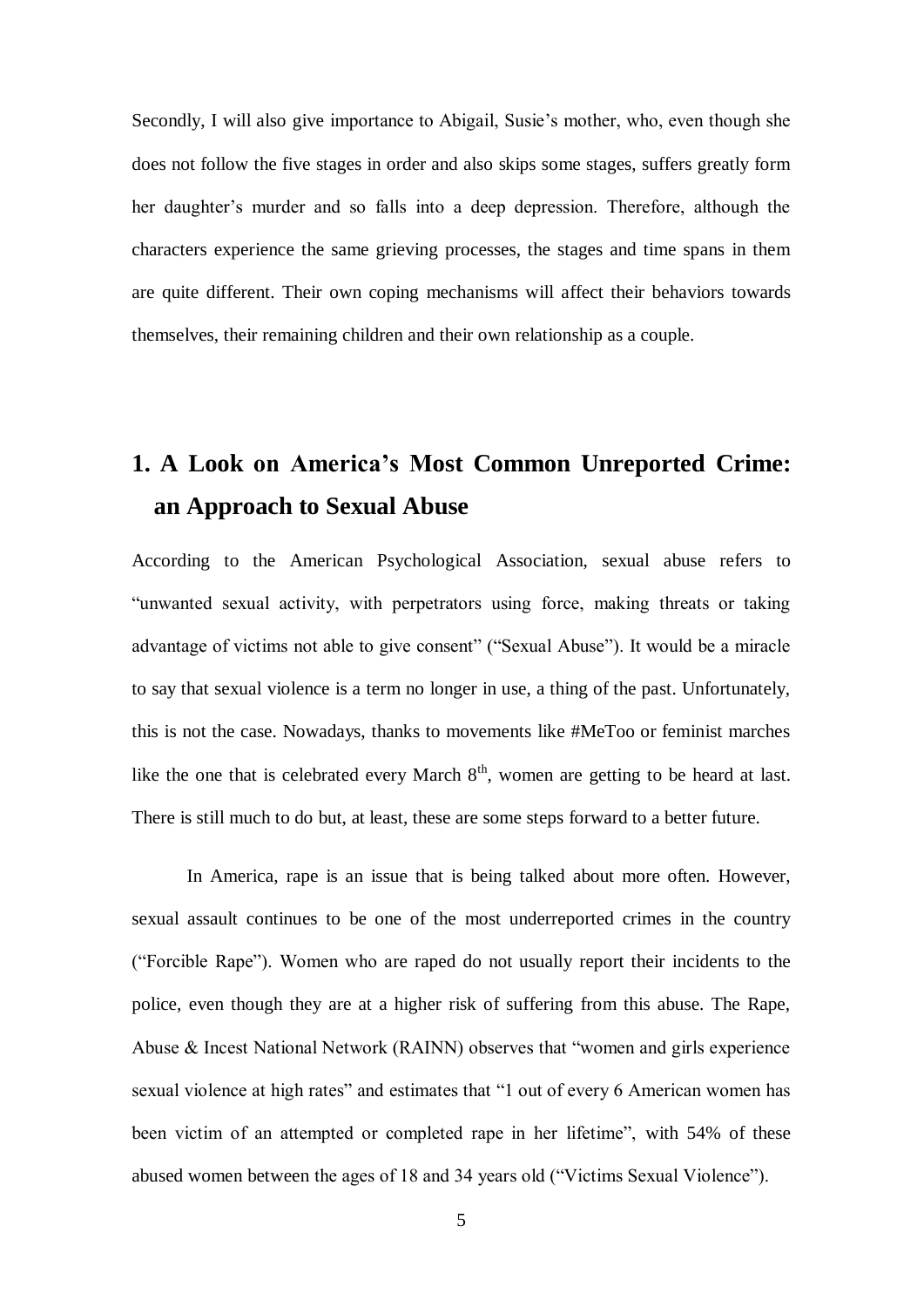Secondly, I will also give importance to Abigail, Susie's mother, who, even though she does not follow the five stages in order and also skips some stages, suffers greatly form her daughter's murder and so falls into a deep depression. Therefore, although the characters experience the same grieving processes, the stages and time spans in them are quite different. Their own coping mechanisms will affect their behaviors towards themselves, their remaining children and their own relationship as a couple.

# 1. A Look on America's Most Common Unreported Crime: an Approach to Sexual Abuse

According to the American Psychological Association, sexual abuse refers to "unwanted sexual activity, with perpetrators using force, making threats or taking advantage of victims not able to give consent" ("Sexual Abuse"). It would be a miracle to say that sexual violence is a term no longer in use, a thing of the past. Unfortunately, this is not the case. Nowadays, thanks to movements like #MeToo or feminist marches like the one that is celebrated every March 8th, women are getting to be heard at last. There is still much to do but, at least, these are some steps forward to a better future.

In America, rape is an issue that is being talked about more often. However, sexual assault continues to be one of the most underreported crimes in the country ("Forcible Rape"). Women who are raped do not usually report their incidents to the police, even though they are at a higher risk of suffering from this abuse. The Rape, Abuse & Incest National Network (RAINN) observes that "women and girls experience sexual violence at high rates" and estimates that "1 out of every 6 American women has been victim of an attempted or completed rape in her lifetime", with 54% of these abused women between the ages of 18 and 34 years old ("Victims Sexual Violence").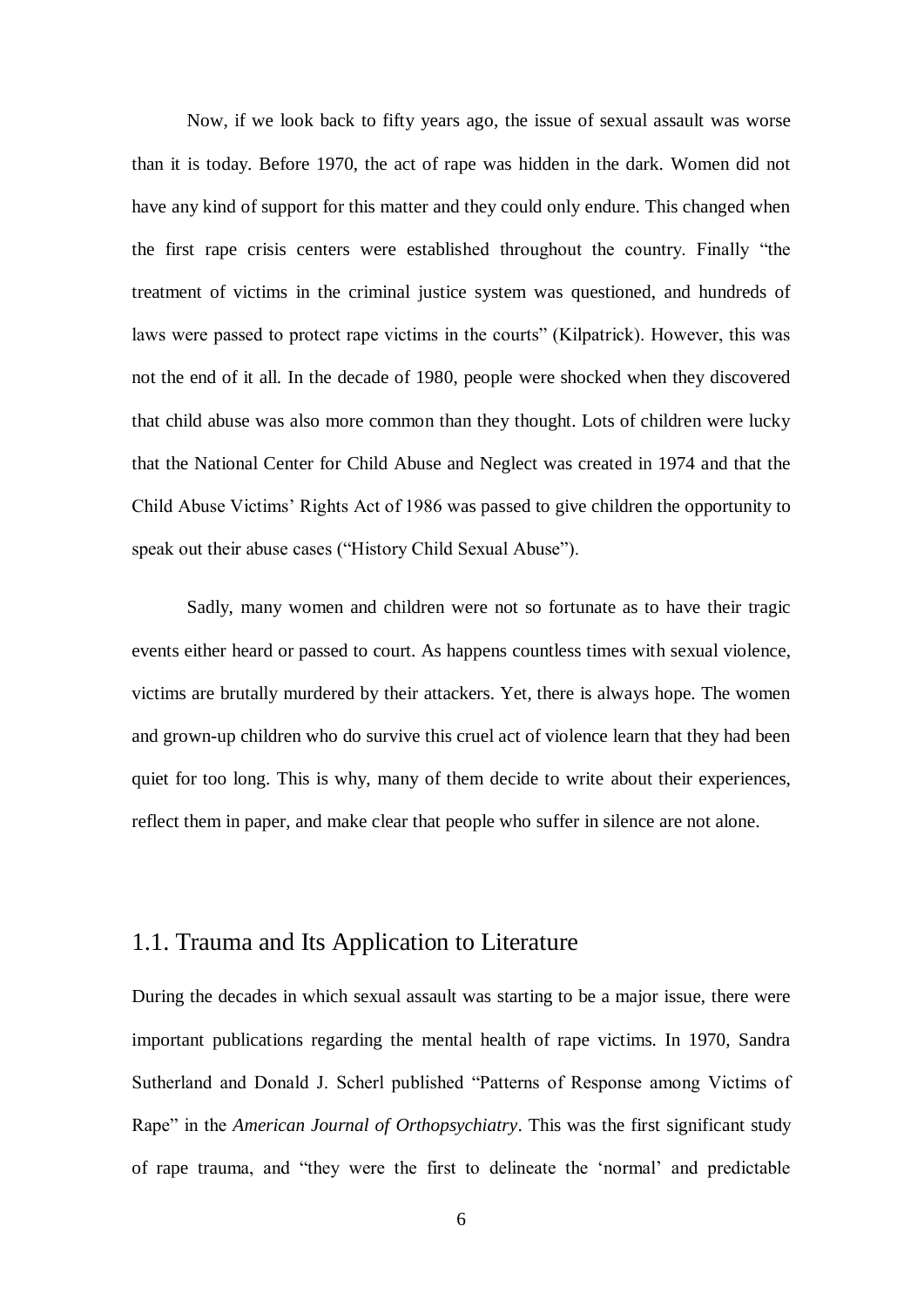Now, if we look back to fifty years ago, the issue of sexual assault was worse than it is today. Before 1970, the act of rape was hidden in the dark. Women did not have any kind of support for this matter and they could only endure. This changed when the first rape crisis centers were established throughout the country. Finally "the treatment of victims in the criminal justice system was questioned, and hundreds of laws were passed to protect rape victims in the courts" (Kilpatrick). However, this was not the end of it all. In the decade of 1980, people were shocked when they discovered that child abuse was also more common than they thought. Lots of children were lucky that the National Center for Child Abuse and Neglect was created in 1974 and that the Child Abuse Victims' Rights Act of 1986 was passed to give children the opportunity to speak out their abuse cases ("History Child Sexual Abuse").

Sadly, many women and children were not so fortunate as to have their tragic events either heard or passed to court. As happens countless times with sexual violence, victims are brutally murdered by their attackers. Yet, there is always hope. The women and grown-up children who do survive this cruel act of violence learn that they had been quiet for too long. This is why, many of them decide to write about their experiences, reflect them in paper, and make clear that people who suffer in silence are not alone.

## 1.1. Trauma and Its Application to Literature

During the decades in which sexual assault was starting to be a major issue, there were important publications regarding the mental health of rape victims. In 1970, Sandra Sutherland and Donald J. Scherl published "Patterns of Response among Victims of Rape" in the *American Journal of Orthopsychiatry*. This was the first significant study of rape trauma, and "they were the first to delineate the 'normal' and predictable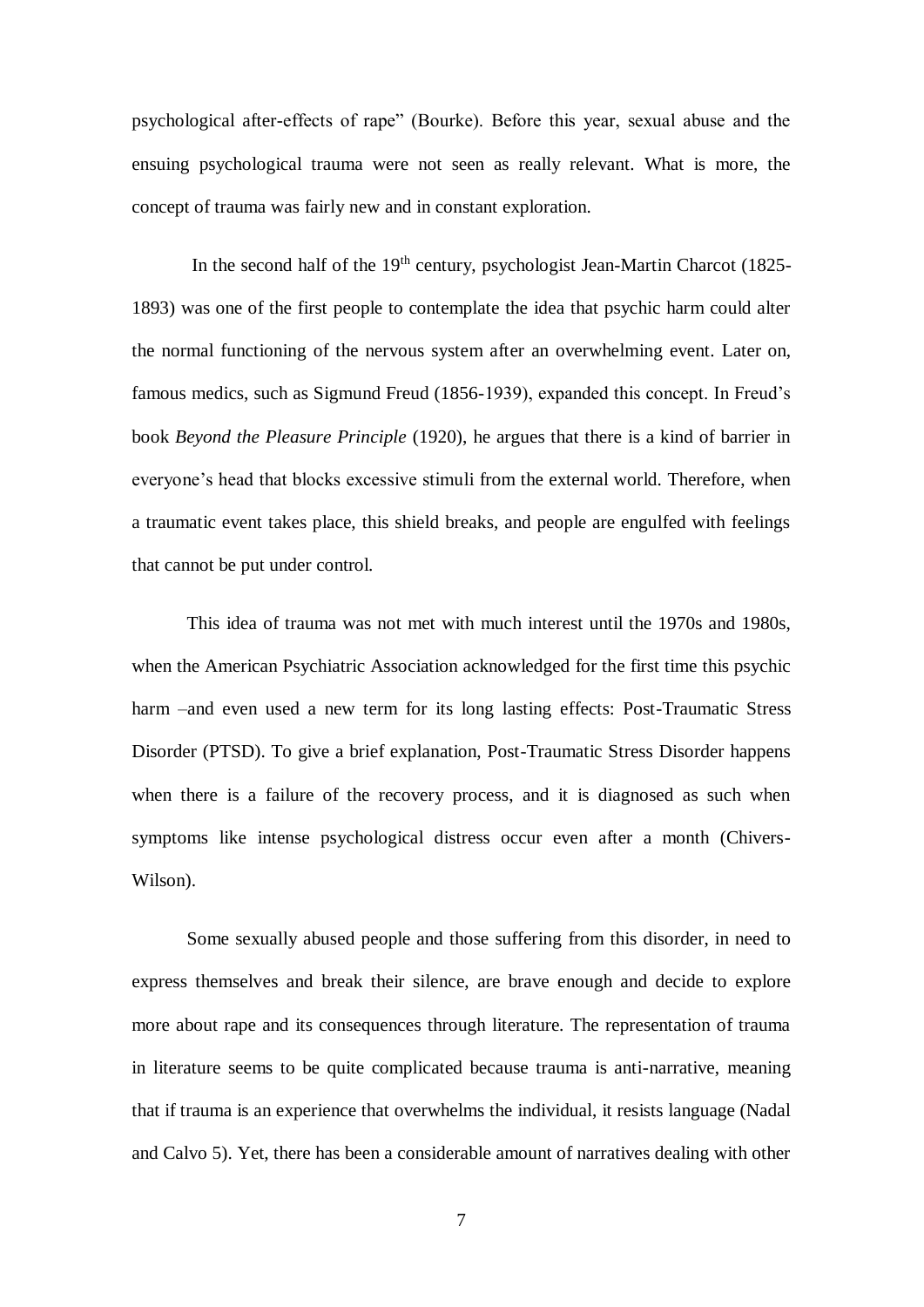psychological after-effects of rape" (Bourke). Before this year, sexual abuse and the ensuing psychological trauma were not seen as really relevant. What is more, the concept of trauma was fairly new and in constant exploration.

In the second half of the 19th century, psychologist Jean-Martin Charcot (1825-1893) was one of the first people to contemplate the idea that psychic harm could alter the normal functioning of the nervous system after an overwhelming event. Later on, famous medics, such as Sigmund Freud (1856-1939), expanded this concept. In Freud's book *Beyond the Pleasure Principle* (1920), he argues that there is a kind of barrier in everyone's head that blocks excessive stimuli from the external world. Therefore, when a traumatic event takes place, this shield breaks, and people are engulfed with feelings that cannot be put under control.

This idea of trauma was not met with much interest until the 1970s and 1980s, when the American Psychiatric Association acknowledged for the first time this psychic harm –and even used a new term for its long lasting effects: Post-Traumatic Stress Disorder (PTSD). To give a brief explanation, Post-Traumatic Stress Disorder happens when there is a failure of the recovery process, and it is diagnosed as such when symptoms like intense psychological distress occur even after a month (Chivers-Wilson).

Some sexually abused people and those suffering from this disorder, in need to express themselves and break their silence, are brave enough and decide to explore more about rape and its consequences through literature. The representation of trauma in literature seems to be quite complicated because trauma is anti-narrative, meaning that if trauma is an experience that overwhelms the individual, it resists language (Nadal and Calvo 5). Yet, there has been a considerable amount of narratives dealing with other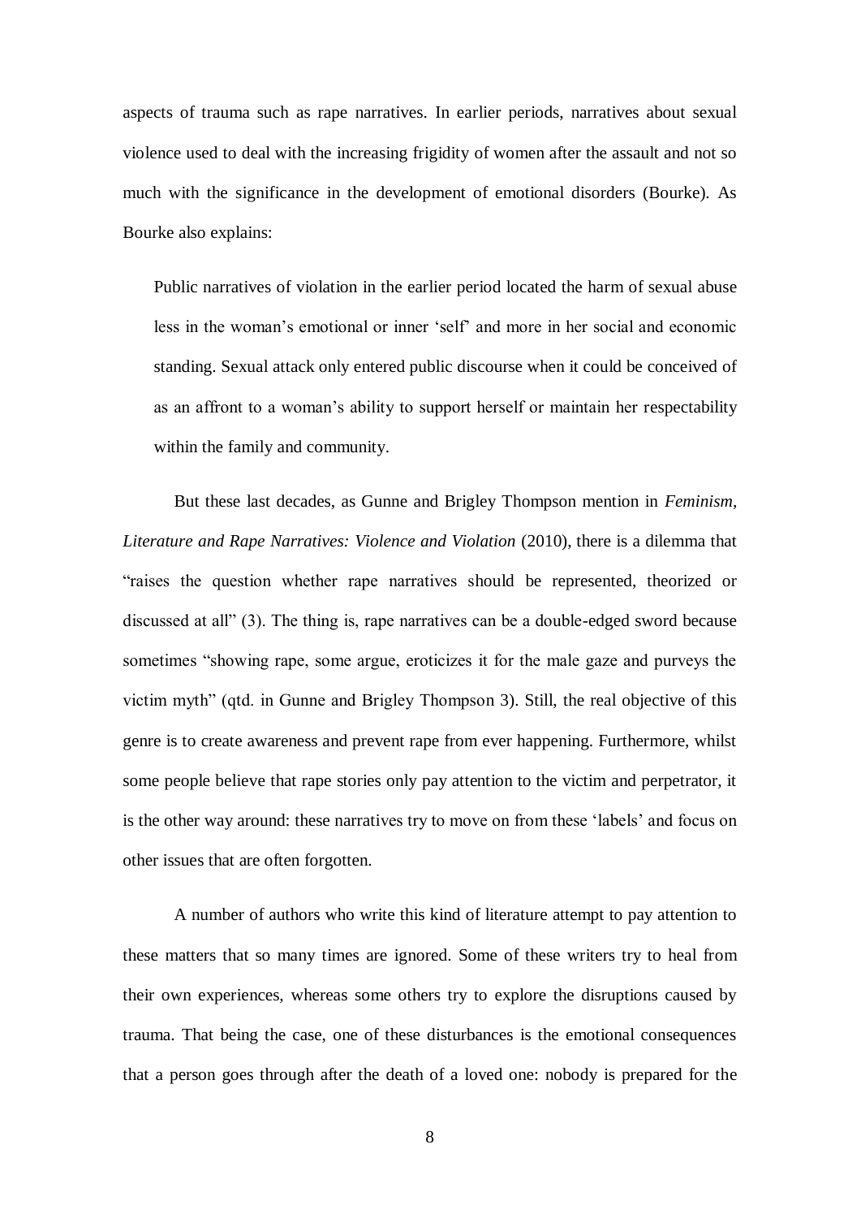aspects of trauma such as rape narratives. In earlier periods, narratives about sexual violence used to deal with the increasing frigidity of women after the assault and not so much with the significance in the development of emotional disorders (Bourke). As Bourke also explains:

> Public narratives of violation in the earlier period located the harm of sexual abuse less in the woman's emotional or inner 'self' and more in her social and economic standing. Sexual attack only entered public discourse when it could be conceived of as an affront to a woman's ability to support herself or maintain her respectability within the family and community.

But these last decades, as Gunne and Brigley Thompson mention in *Feminism, Literature and Rape Narratives: Violence and Violation* (2010), there is a dilemma that "raises the question whether rape narratives should be represented, theorized or discussed at all" (3). The thing is, rape narratives can be a double-edged sword because sometimes "showing rape, some argue, eroticizes it for the male gaze and purveys the victim myth" (qtd. in Gunne and Brigley Thompson 3). Still, the real objective of this genre is to create awareness and prevent rape from ever happening. Furthermore, whilst some people believe that rape stories only pay attention to the victim and perpetrator, it is the other way around: these narratives try to move on from these 'labels' and focus on other issues that are often forgotten.

A number of authors who write this kind of literature attempt to pay attention to these matters that so many times are ignored. Some of these writers try to heal from their own experiences, whereas some others try to explore the disruptions caused by trauma. That being the case, one of these disturbances is the emotional consequences that a person goes through after the death of a loved one: nobody is prepared for the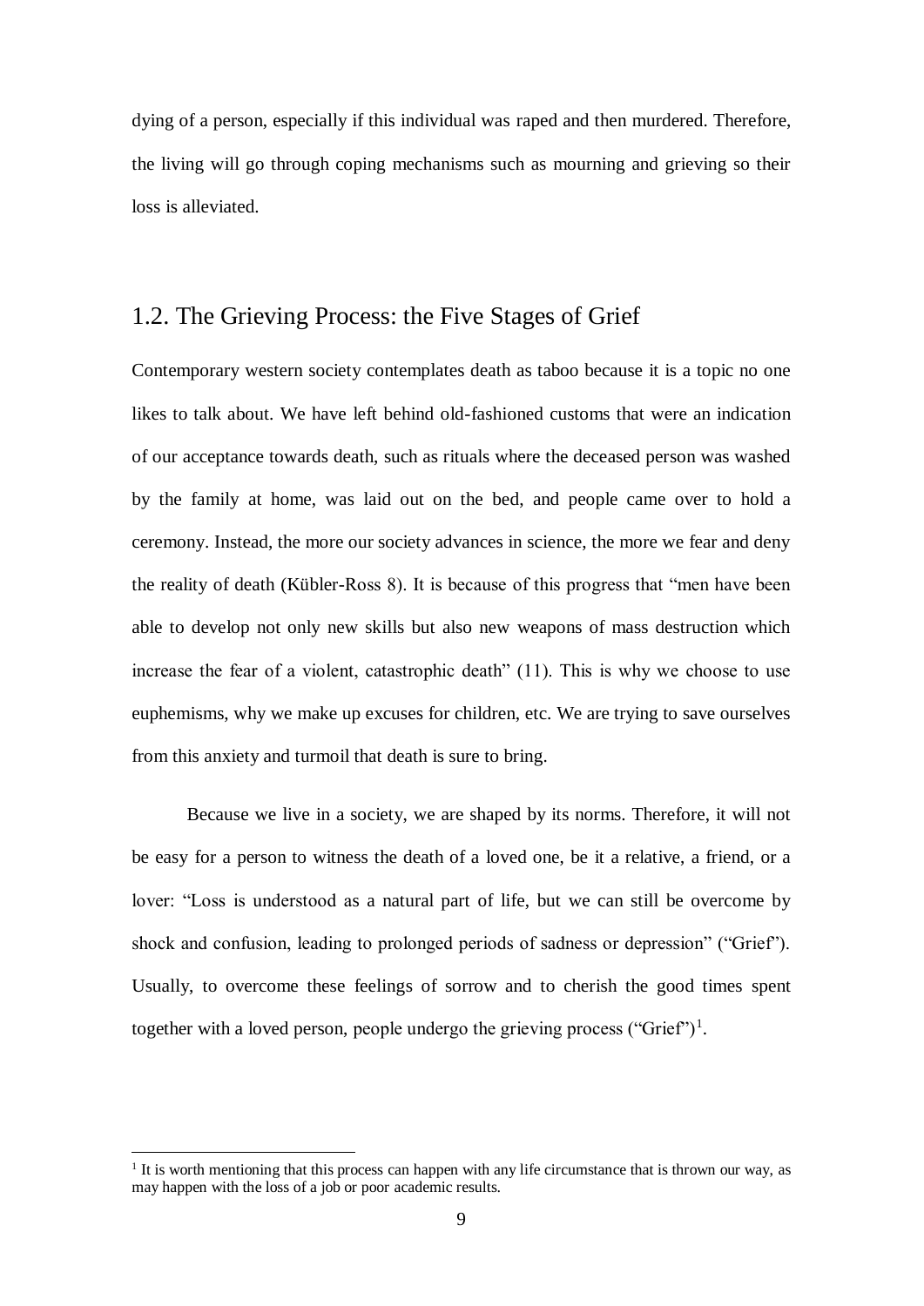dying of a person, especially if this individual was raped and then murdered. Therefore, the living will go through coping mechanisms such as mourning and grieving so their loss is alleviated.

## 1.2. The Grieving Process: the Five Stages of Grief

Contemporary western society contemplates death as taboo because it is a topic no one likes to talk about. We have left behind old-fashioned customs that were an indication of our acceptance towards death, such as rituals where the deceased person was washed by the family at home, was laid out on the bed, and people came over to hold a ceremony. Instead, the more our society advances in science, the more we fear and deny the reality of death (Kübler-Ross 8). It is because of this progress that "men have been able to develop not only new skills but also new weapons of mass destruction which increase the fear of a violent, catastrophic death" (11). This is why we choose to use euphemisms, why we make up excuses for children, etc. We are trying to save ourselves from this anxiety and turmoil that death is sure to bring.

Because we live in a society, we are shaped by its norms. Therefore, it will not be easy for a person to witness the death of a loved one, be it a relative, a friend, or a lover: "Loss is understood as a natural part of life, but we can still be overcome by shock and confusion, leading to prolonged periods of sadness or depression" ("Grief"). Usually, to overcome these feelings of sorrow and to cherish the good times spent together with a loved person, people undergo the grieving process ("Grief")[1].

[1] It is worth mentioning that this process can happen with any life circumstance that is thrown our way, as may happen with the loss of a job or poor academic results.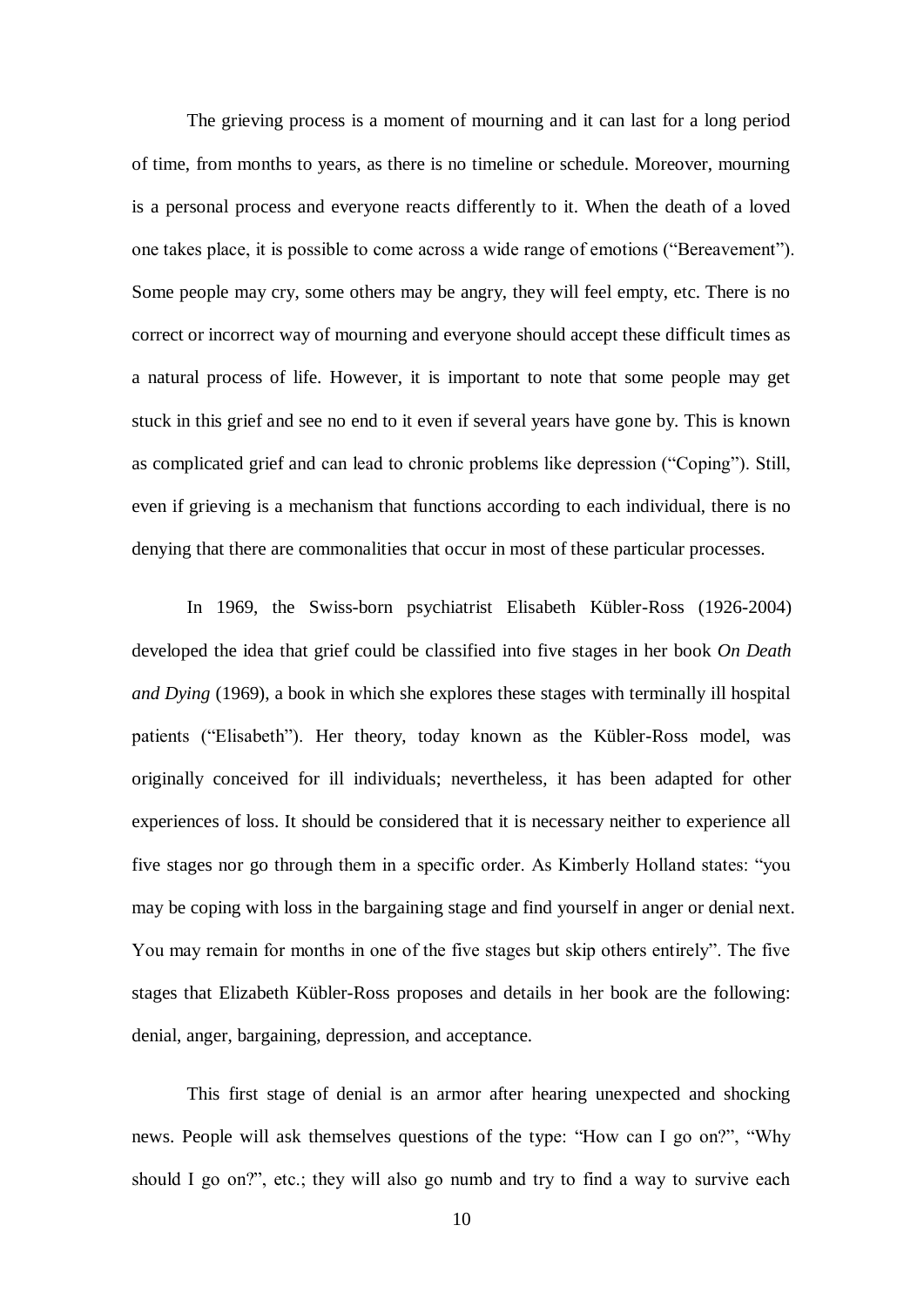The grieving process is a moment of mourning and it can last for a long period of time, from months to years, as there is no timeline or schedule. Moreover, mourning is a personal process and everyone reacts differently to it. When the death of a loved one takes place, it is possible to come across a wide range of emotions ("Bereavement"). Some people may cry, some others may be angry, they will feel empty, etc. There is no correct or incorrect way of mourning and everyone should accept these difficult times as a natural process of life. However, it is important to note that some people may get stuck in this grief and see no end to it even if several years have gone by. This is known as complicated grief and can lead to chronic problems like depression ("Coping"). Still, even if grieving is a mechanism that functions according to each individual, there is no denying that there are commonalities that occur in most of these particular processes.

In 1969, the Swiss-born psychiatrist Elisabeth Kübler-Ross (1926-2004) developed the idea that grief could be classified into five stages in her book *On Death and Dying* (1969), a book in which she explores these stages with terminally ill hospital patients ("Elisabeth"). Her theory, today known as the Kübler-Ross model, was originally conceived for ill individuals; nevertheless, it has been adapted for other experiences of loss. It should be considered that it is necessary neither to experience all five stages nor go through them in a specific order. As Kimberly Holland states: "you may be coping with loss in the bargaining stage and find yourself in anger or denial next. You may remain for months in one of the five stages but skip others entirely". The five stages that Elizabeth Kübler-Ross proposes and details in her book are the following: denial, anger, bargaining, depression, and acceptance.

This first stage of denial is an armor after hearing unexpected and shocking news. People will ask themselves questions of the type: "How can I go on?", "Why should I go on?", etc.; they will also go numb and try to find a way to survive each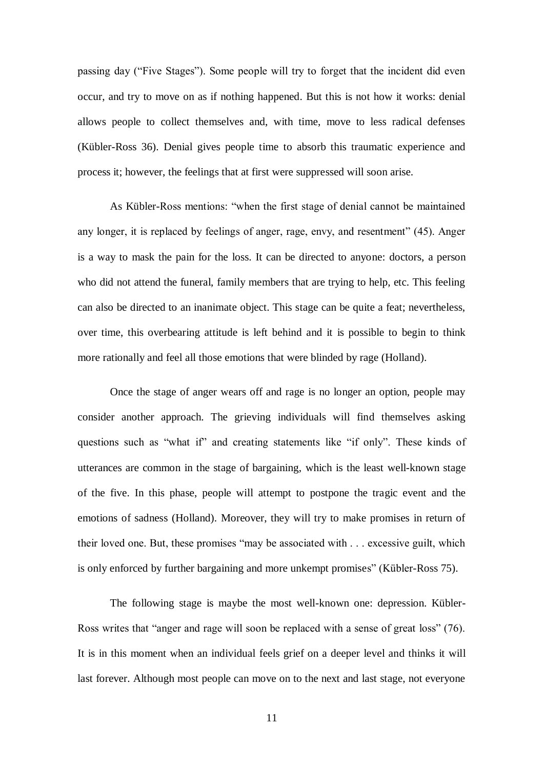passing day ("Five Stages"). Some people will try to forget that the incident did even occur, and try to move on as if nothing happened. But this is not how it works: denial allows people to collect themselves and, with time, move to less radical defenses (Kübler-Ross 36). Denial gives people time to absorb this traumatic experience and process it; however, the feelings that at first were suppressed will soon arise.

As Kübler-Ross mentions: "when the first stage of denial cannot be maintained any longer, it is replaced by feelings of anger, rage, envy, and resentment" (45). Anger is a way to mask the pain for the loss. It can be directed to anyone: doctors, a person who did not attend the funeral, family members that are trying to help, etc. This feeling can also be directed to an inanimate object. This stage can be quite a feat; nevertheless, over time, this overbearing attitude is left behind and it is possible to begin to think more rationally and feel all those emotions that were blinded by rage (Holland).

Once the stage of anger wears off and rage is no longer an option, people may consider another approach. The grieving individuals will find themselves asking questions such as "what if" and creating statements like "if only". These kinds of utterances are common in the stage of bargaining, which is the least well-known stage of the five. In this phase, people will attempt to postpone the tragic event and the emotions of sadness (Holland). Moreover, they will try to make promises in return of their loved one. But, these promises "may be associated with . . . excessive guilt, which is only enforced by further bargaining and more unkempt promises" (Kübler-Ross 75).

The following stage is maybe the most well-known one: depression. Kübler-Ross writes that "anger and rage will soon be replaced with a sense of great loss" (76). It is in this moment when an individual feels grief on a deeper level and thinks it will last forever. Although most people can move on to the next and last stage, not everyone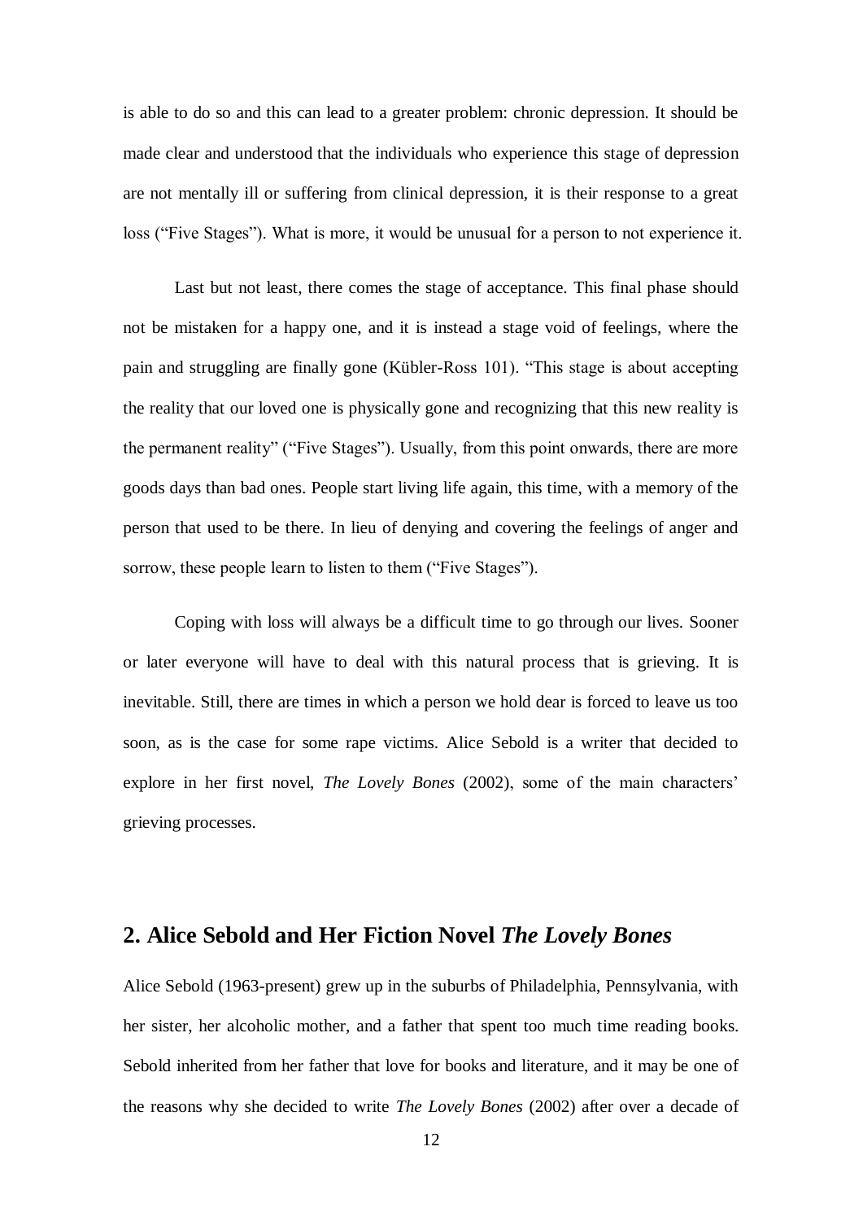is able to do so and this can lead to a greater problem: chronic depression. It should be made clear and understood that the individuals who experience this stage of depression are not mentally ill or suffering from clinical depression, it is their response to a great loss ("Five Stages"). What is more, it would be unusual for a person to not experience it.

Last but not least, there comes the stage of acceptance. This final phase should not be mistaken for a happy one, and it is instead a stage void of feelings, where the pain and struggling are finally gone (Kübler-Ross 101). "This stage is about accepting the reality that our loved one is physically gone and recognizing that this new reality is the permanent reality" ("Five Stages"). Usually, from this point onwards, there are more goods days than bad ones. People start living life again, this time, with a memory of the person that used to be there. In lieu of denying and covering the feelings of anger and sorrow, these people learn to listen to them ("Five Stages").

Coping with loss will always be a difficult time to go through our lives. Sooner or later everyone will have to deal with this natural process that is grieving. It is inevitable. Still, there are times in which a person we hold dear is forced to leave us too soon, as is the case for some rape victims. Alice Sebold is a writer that decided to explore in her first novel, *The Lovely Bones* (2002), some of the main characters' grieving processes.

## 2. Alice Sebold and Her Fiction Novel *The Lovely Bones*

Alice Sebold (1963-present) grew up in the suburbs of Philadelphia, Pennsylvania, with her sister, her alcoholic mother, and a father that spent too much time reading books. Sebold inherited from her father that love for books and literature, and it may be one of the reasons why she decided to write *The Lovely Bones* (2002) after over a decade of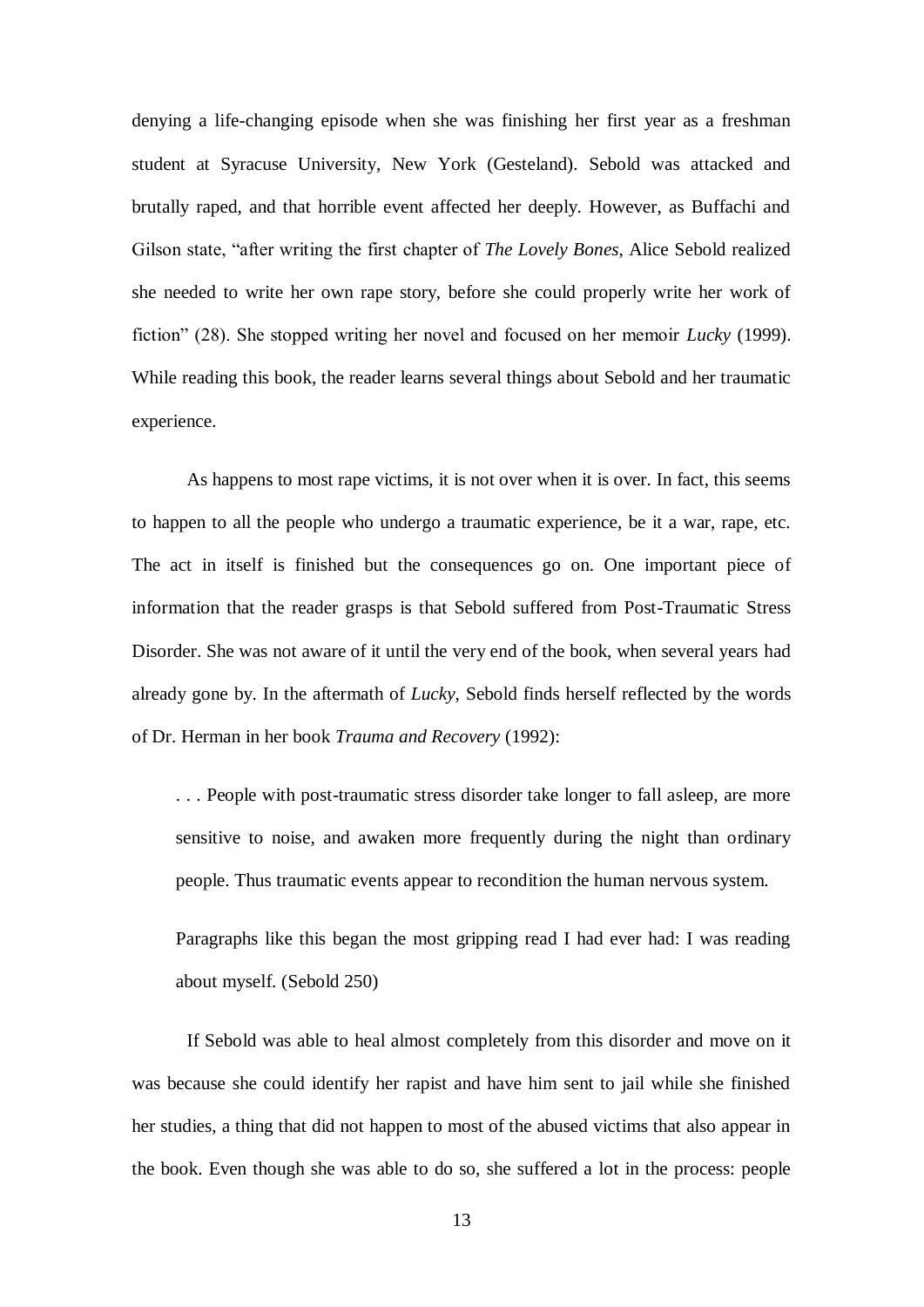denying a life-changing episode when she was finishing her first year as a freshman student at Syracuse University, New York (Gesteland). Sebold was attacked and brutally raped, and that horrible event affected her deeply. However, as Buffachi and Gilson state, "after writing the first chapter of *The Lovely Bones*, Alice Sebold realized she needed to write her own rape story, before she could properly write her work of fiction" (28). She stopped writing her novel and focused on her memoir *Lucky* (1999). While reading this book, the reader learns several things about Sebold and her traumatic experience.

As happens to most rape victims, it is not over when it is over. In fact, this seems to happen to all the people who undergo a traumatic experience, be it a war, rape, etc. The act in itself is finished but the consequences go on. One important piece of information that the reader grasps is that Sebold suffered from Post-Traumatic Stress Disorder. She was not aware of it until the very end of the book, when several years had already gone by. In the aftermath of *Lucky*, Sebold finds herself reflected by the words of Dr. Herman in her book *Trauma and Recovery* (1992):

> . . . People with post-traumatic stress disorder take longer to fall asleep, are more sensitive to noise, and awaken more frequently during the night than ordinary people. Thus traumatic events appear to recondition the human nervous system.
>
> Paragraphs like this began the most gripping read I had ever had: I was reading about myself. (Sebold 250)

If Sebold was able to heal almost completely from this disorder and move on it was because she could identify her rapist and have him sent to jail while she finished her studies, a thing that did not happen to most of the abused victims that also appear in the book. Even though she was able to do so, she suffered a lot in the process: people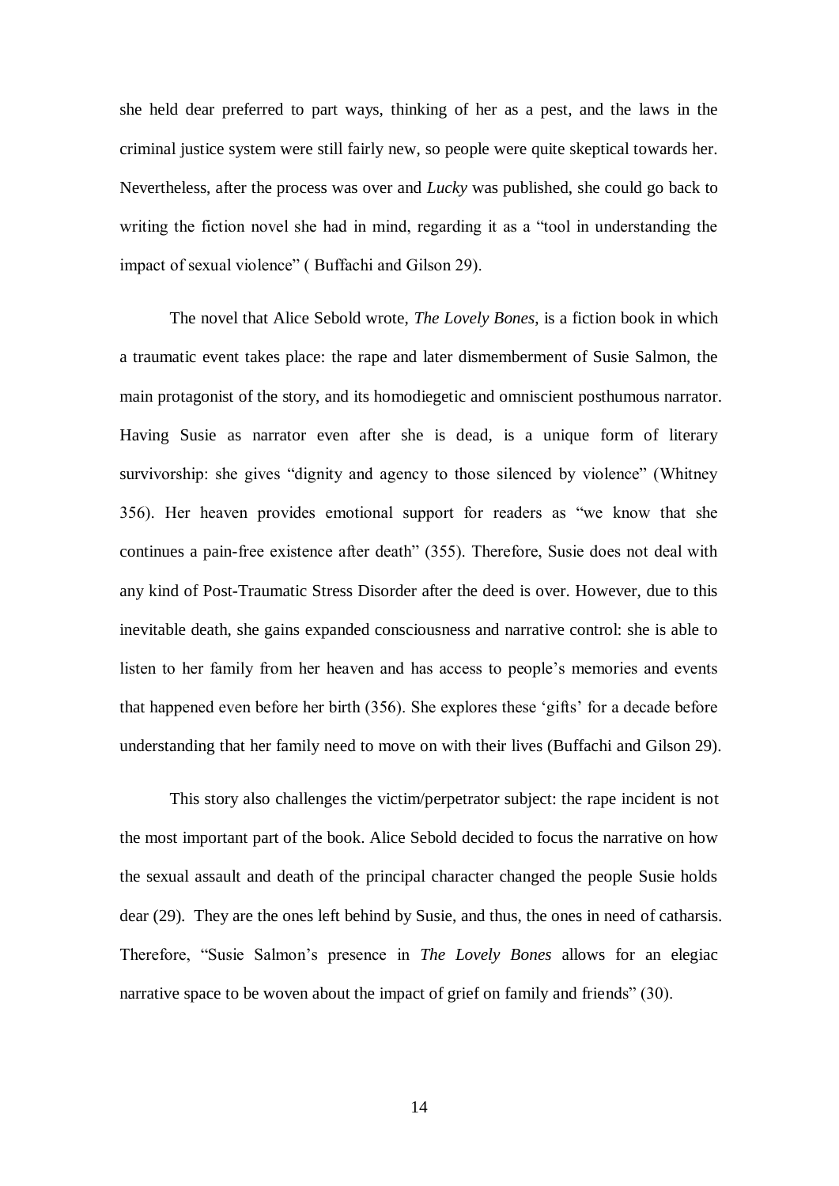she held dear preferred to part ways, thinking of her as a pest, and the laws in the criminal justice system were still fairly new, so people were quite skeptical towards her. Nevertheless, after the process was over and *Lucky* was published, she could go back to writing the fiction novel she had in mind, regarding it as a "tool in understanding the impact of sexual violence" ( Buffachi and Gilson 29).

The novel that Alice Sebold wrote, *The Lovely Bones*, is a fiction book in which a traumatic event takes place: the rape and later dismemberment of Susie Salmon, the main protagonist of the story, and its homodiegetic and omniscient posthumous narrator. Having Susie as narrator even after she is dead, is a unique form of literary survivorship: she gives "dignity and agency to those silenced by violence" (Whitney 356). Her heaven provides emotional support for readers as "we know that she continues a pain-free existence after death" (355). Therefore, Susie does not deal with any kind of Post-Traumatic Stress Disorder after the deed is over. However, due to this inevitable death, she gains expanded consciousness and narrative control: she is able to listen to her family from her heaven and has access to people's memories and events that happened even before her birth (356). She explores these 'gifts' for a decade before understanding that her family need to move on with their lives (Buffachi and Gilson 29).

This story also challenges the victim/perpetrator subject: the rape incident is not the most important part of the book. Alice Sebold decided to focus the narrative on how the sexual assault and death of the principal character changed the people Susie holds dear (29). They are the ones left behind by Susie, and thus, the ones in need of catharsis. Therefore, "Susie Salmon's presence in *The Lovely Bones* allows for an elegiac narrative space to be woven about the impact of grief on family and friends" (30).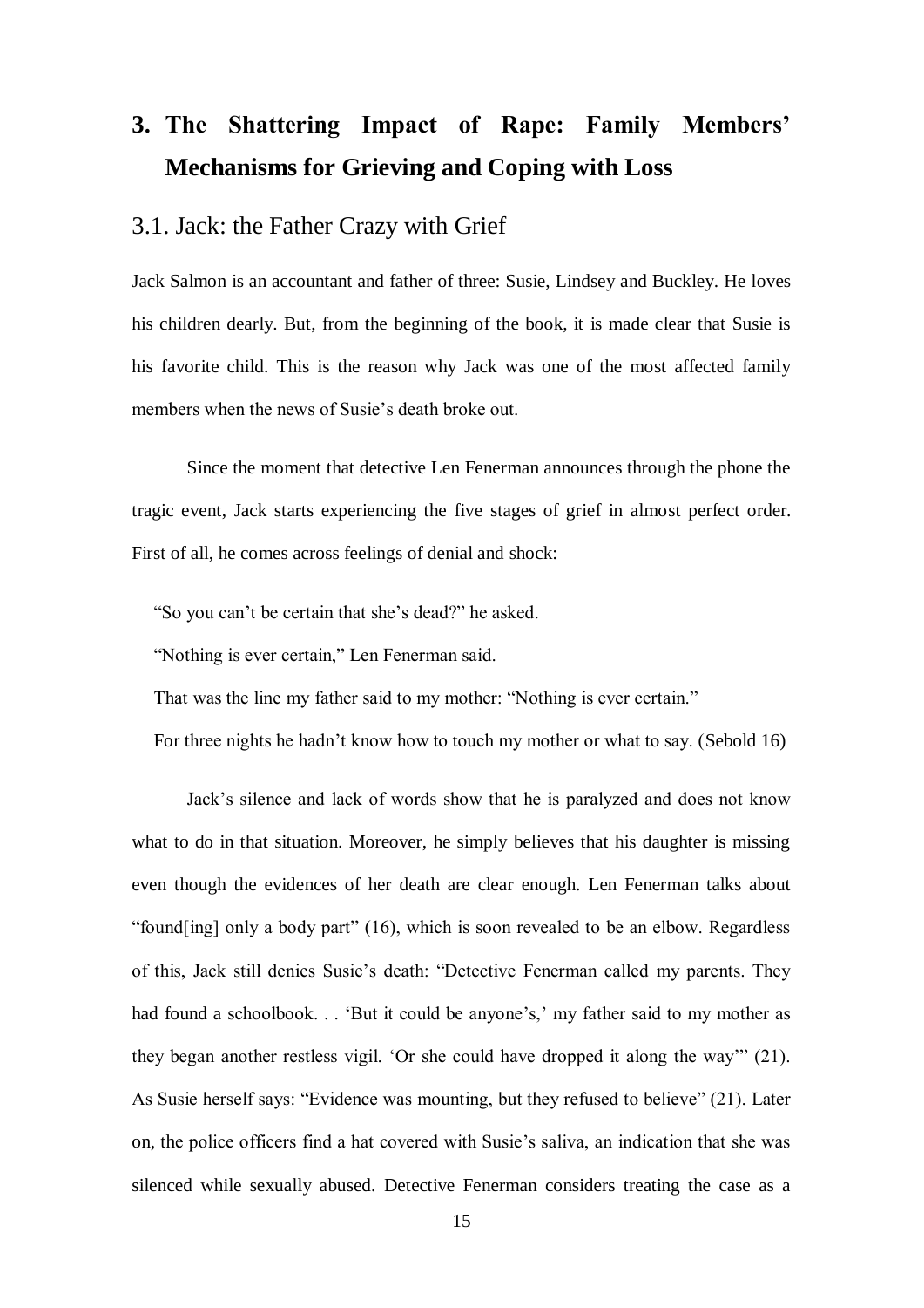# 3. The Shattering Impact of Rape: Family Members' Mechanisms for Grieving and Coping with Loss

## 3.1. Jack: the Father Crazy with Grief

Jack Salmon is an accountant and father of three: Susie, Lindsey and Buckley. He loves his children dearly. But, from the beginning of the book, it is made clear that Susie is his favorite child. This is the reason why Jack was one of the most affected family members when the news of Susie's death broke out.

Since the moment that detective Len Fenerman announces through the phone the tragic event, Jack starts experiencing the five stages of grief in almost perfect order. First of all, he comes across feelings of denial and shock:

> "So you can't be certain that she's dead?" he asked.
>
> "Nothing is ever certain," Len Fenerman said.
>
> That was the line my father said to my mother: "Nothing is ever certain."
>
> For three nights he hadn't know how to touch my mother or what to say. (Sebold 16)

Jack's silence and lack of words show that he is paralyzed and does not know what to do in that situation. Moreover, he simply believes that his daughter is missing even though the evidences of her death are clear enough. Len Fenerman talks about "found[ing] only a body part" (16), which is soon revealed to be an elbow. Regardless of this, Jack still denies Susie's death: "Detective Fenerman called my parents. They had found a schoolbook. . . 'But it could be anyone's,' my father said to my mother as they began another restless vigil. 'Or she could have dropped it along the way'" (21). As Susie herself says: "Evidence was mounting, but they refused to believe" (21). Later on, the police officers find a hat covered with Susie's saliva, an indication that she was silenced while sexually abused. Detective Fenerman considers treating the case as a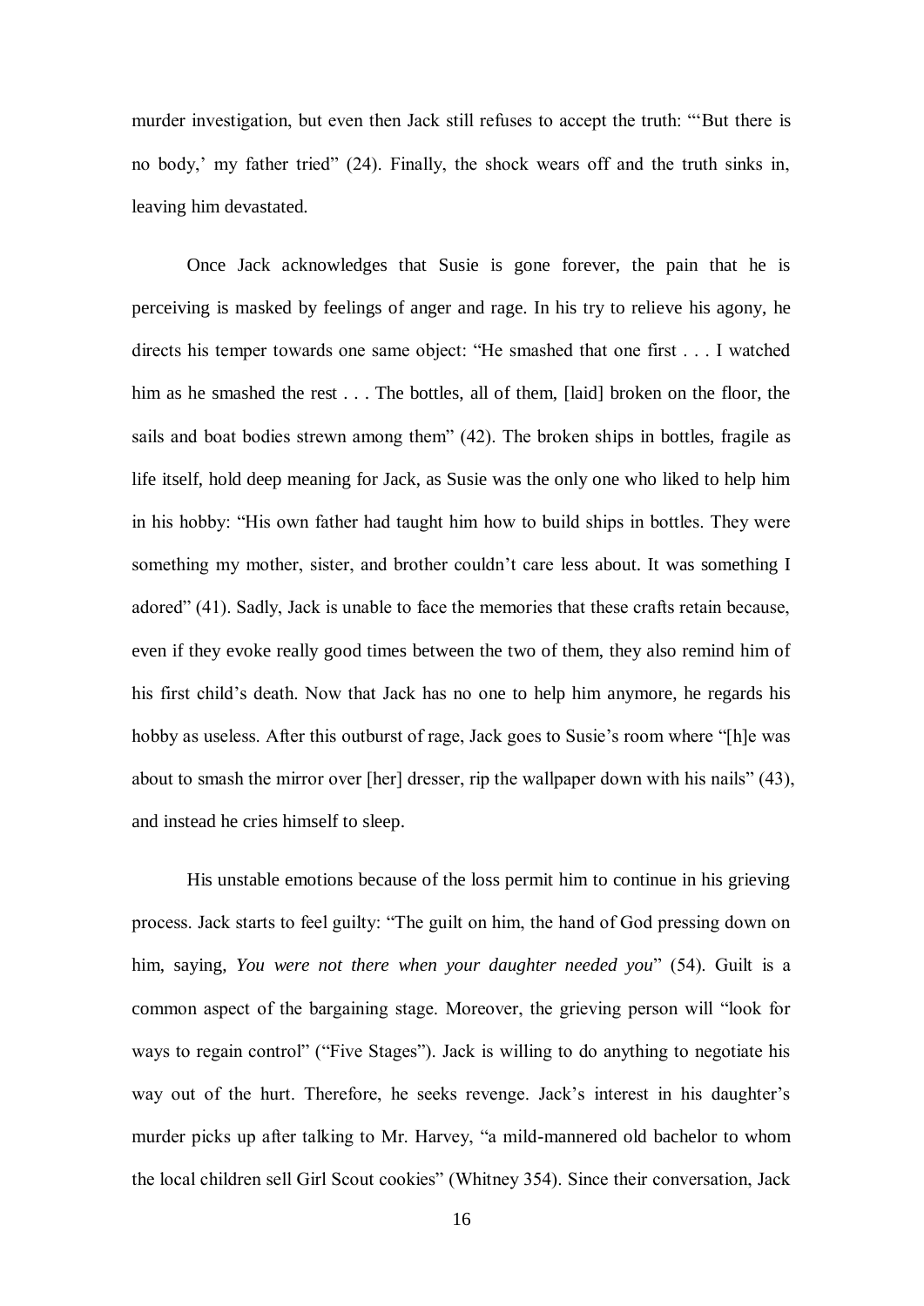murder investigation, but even then Jack still refuses to accept the truth: "'But there is no body,' my father tried" (24). Finally, the shock wears off and the truth sinks in, leaving him devastated.

Once Jack acknowledges that Susie is gone forever, the pain that he is perceiving is masked by feelings of anger and rage. In his try to relieve his agony, he directs his temper towards one same object: "He smashed that one first . . . I watched him as he smashed the rest . . . The bottles, all of them, [laid] broken on the floor, the sails and boat bodies strewn among them" (42). The broken ships in bottles, fragile as life itself, hold deep meaning for Jack, as Susie was the only one who liked to help him in his hobby: "His own father had taught him how to build ships in bottles. They were something my mother, sister, and brother couldn't care less about. It was something I adored" (41). Sadly, Jack is unable to face the memories that these crafts retain because, even if they evoke really good times between the two of them, they also remind him of his first child's death. Now that Jack has no one to help him anymore, he regards his hobby as useless. After this outburst of rage, Jack goes to Susie's room where "[h]e was about to smash the mirror over [her] dresser, rip the wallpaper down with his nails" (43), and instead he cries himself to sleep.

His unstable emotions because of the loss permit him to continue in his grieving process. Jack starts to feel guilty: "The guilt on him, the hand of God pressing down on him, saying, *You were not there when your daughter needed you*" (54). Guilt is a common aspect of the bargaining stage. Moreover, the grieving person will "look for ways to regain control" ("Five Stages"). Jack is willing to do anything to negotiate his way out of the hurt. Therefore, he seeks revenge. Jack's interest in his daughter's murder picks up after talking to Mr. Harvey, "a mild-mannered old bachelor to whom the local children sell Girl Scout cookies" (Whitney 354). Since their conversation, Jack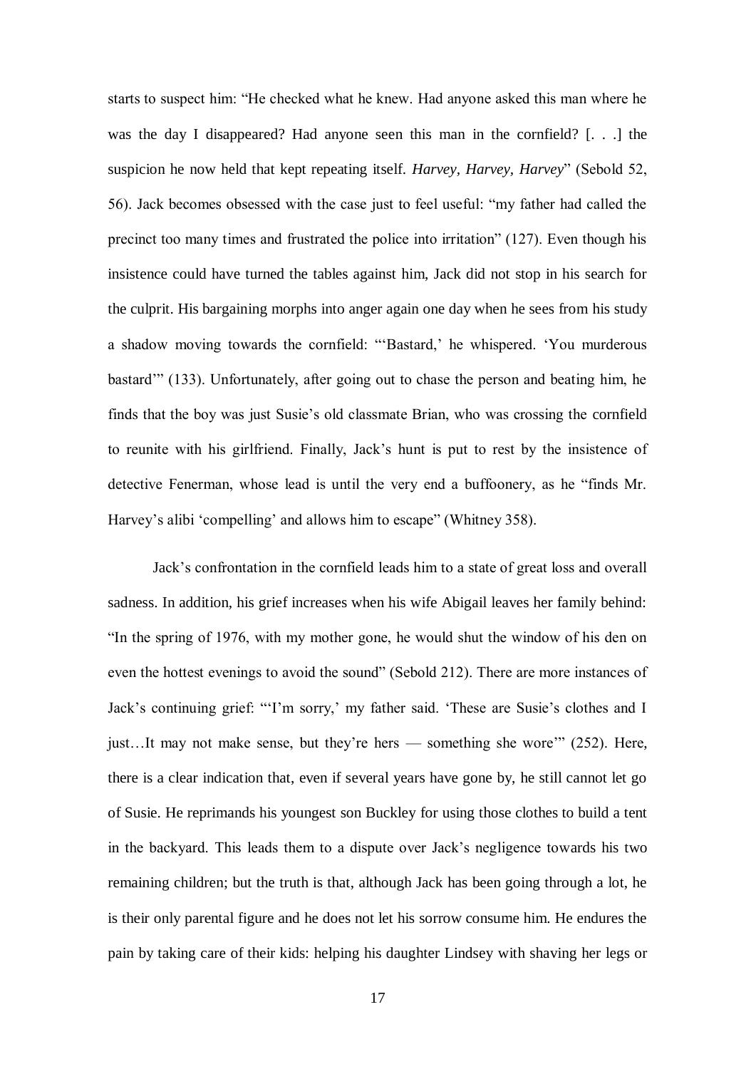starts to suspect him: "He checked what he knew. Had anyone asked this man where he was the day I disappeared? Had anyone seen this man in the cornfield? [. . .] the suspicion he now held that kept repeating itself. *Harvey, Harvey, Harvey*" (Sebold 52, 56). Jack becomes obsessed with the case just to feel useful: "my father had called the precinct too many times and frustrated the police into irritation" (127). Even though his insistence could have turned the tables against him, Jack did not stop in his search for the culprit. His bargaining morphs into anger again one day when he sees from his study a shadow moving towards the cornfield: "'Bastard,' he whispered. 'You murderous bastard'" (133). Unfortunately, after going out to chase the person and beating him, he finds that the boy was just Susie's old classmate Brian, who was crossing the cornfield to reunite with his girlfriend. Finally, Jack's hunt is put to rest by the insistence of detective Fenerman, whose lead is until the very end a buffoonery, as he "finds Mr. Harvey's alibi 'compelling' and allows him to escape" (Whitney 358).

Jack's confrontation in the cornfield leads him to a state of great loss and overall sadness. In addition, his grief increases when his wife Abigail leaves her family behind: "In the spring of 1976, with my mother gone, he would shut the window of his den on even the hottest evenings to avoid the sound" (Sebold 212). There are more instances of Jack's continuing grief: "'I'm sorry,' my father said. 'These are Susie's clothes and I just…It may not make sense, but they're hers — something she wore'" (252). Here, there is a clear indication that, even if several years have gone by, he still cannot let go of Susie. He reprimands his youngest son Buckley for using those clothes to build a tent in the backyard. This leads them to a dispute over Jack's negligence towards his two remaining children; but the truth is that, although Jack has been going through a lot, he is their only parental figure and he does not let his sorrow consume him. He endures the pain by taking care of their kids: helping his daughter Lindsey with shaving her legs or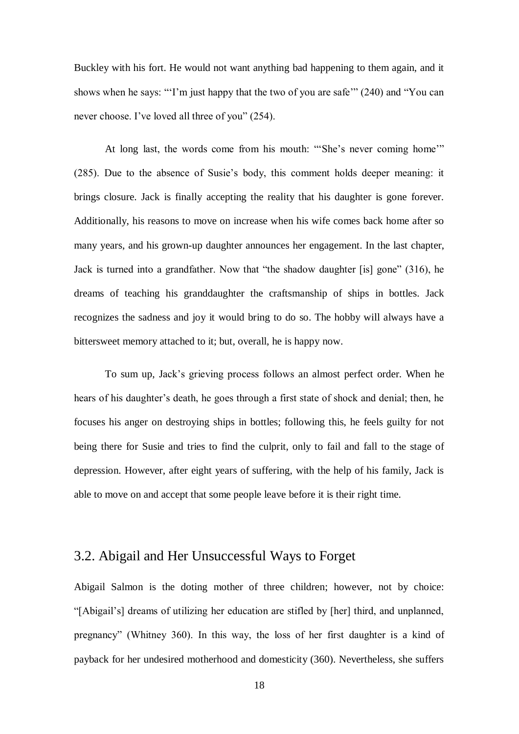Buckley with his fort. He would not want anything bad happening to them again, and it shows when he says: "'I'm just happy that the two of you are safe'" (240) and "You can never choose. I've loved all three of you" (254).

At long last, the words come from his mouth: "'She's never coming home'" (285). Due to the absence of Susie's body, this comment holds deeper meaning: it brings closure. Jack is finally accepting the reality that his daughter is gone forever. Additionally, his reasons to move on increase when his wife comes back home after so many years, and his grown-up daughter announces her engagement. In the last chapter, Jack is turned into a grandfather. Now that "the shadow daughter [is] gone" (316), he dreams of teaching his granddaughter the craftsmanship of ships in bottles. Jack recognizes the sadness and joy it would bring to do so. The hobby will always have a bittersweet memory attached to it; but, overall, he is happy now.

To sum up, Jack's grieving process follows an almost perfect order. When he hears of his daughter's death, he goes through a first state of shock and denial; then, he focuses his anger on destroying ships in bottles; following this, he feels guilty for not being there for Susie and tries to find the culprit, only to fail and fall to the stage of depression. However, after eight years of suffering, with the help of his family, Jack is able to move on and accept that some people leave before it is their right time.

## 3.2. Abigail and Her Unsuccessful Ways to Forget

Abigail Salmon is the doting mother of three children; however, not by choice: "[Abigail's] dreams of utilizing her education are stifled by [her] third, and unplanned, pregnancy" (Whitney 360). In this way, the loss of her first daughter is a kind of payback for her undesired motherhood and domesticity (360). Nevertheless, she suffers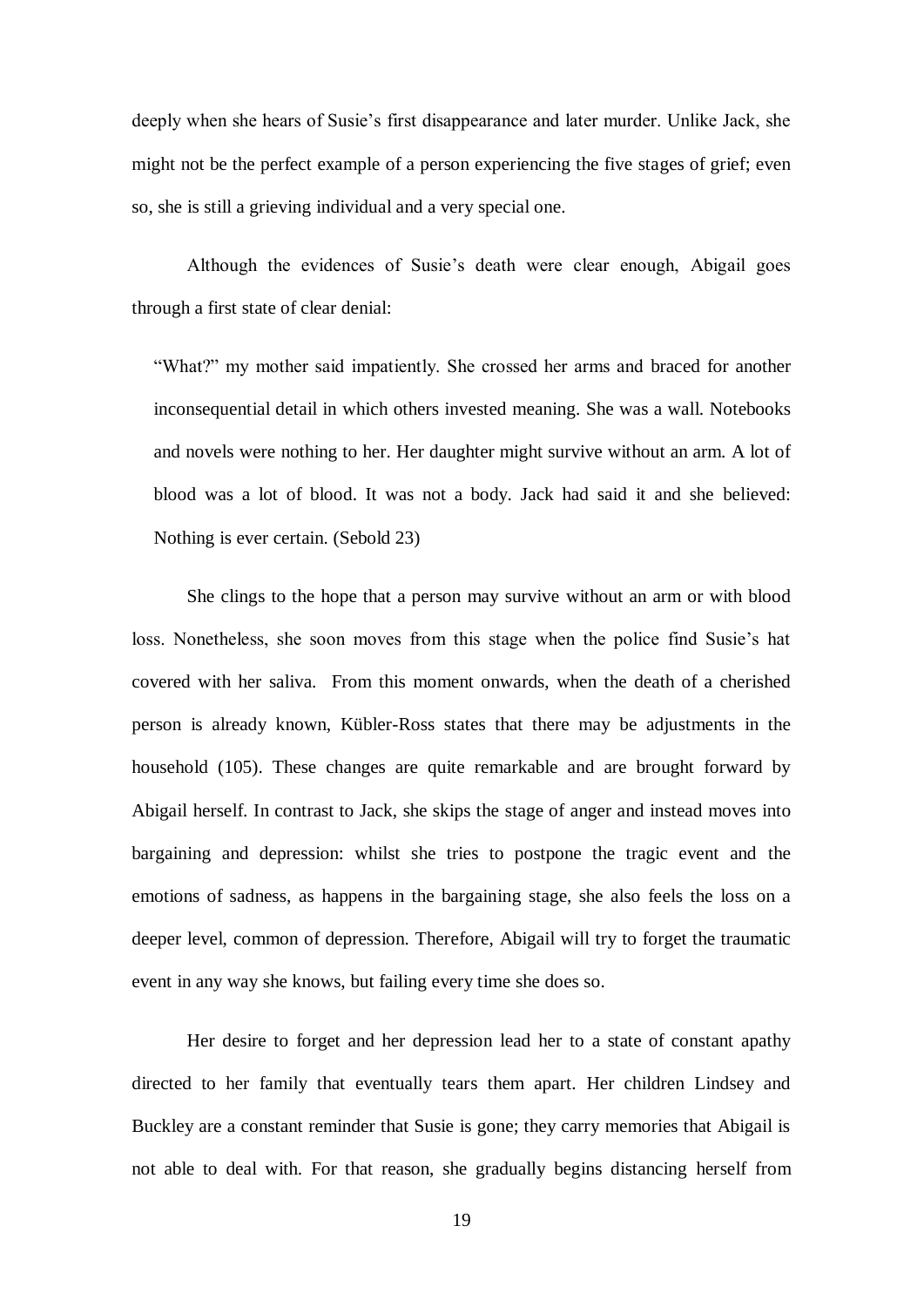deeply when she hears of Susie's first disappearance and later murder. Unlike Jack, she might not be the perfect example of a person experiencing the five stages of grief; even so, she is still a grieving individual and a very special one.

Although the evidences of Susie's death were clear enough, Abigail goes through a first state of clear denial:

> "What?" my mother said impatiently. She crossed her arms and braced for another inconsequential detail in which others invested meaning. She was a wall. Notebooks and novels were nothing to her. Her daughter might survive without an arm. A lot of blood was a lot of blood. It was not a body. Jack had said it and she believed: Nothing is ever certain. (Sebold 23)

She clings to the hope that a person may survive without an arm or with blood loss. Nonetheless, she soon moves from this stage when the police find Susie's hat covered with her saliva. From this moment onwards, when the death of a cherished person is already known, Kübler-Ross states that there may be adjustments in the household (105). These changes are quite remarkable and are brought forward by Abigail herself. In contrast to Jack, she skips the stage of anger and instead moves into bargaining and depression: whilst she tries to postpone the tragic event and the emotions of sadness, as happens in the bargaining stage, she also feels the loss on a deeper level, common of depression. Therefore, Abigail will try to forget the traumatic event in any way she knows, but failing every time she does so.

Her desire to forget and her depression lead her to a state of constant apathy directed to her family that eventually tears them apart. Her children Lindsey and Buckley are a constant reminder that Susie is gone; they carry memories that Abigail is not able to deal with. For that reason, she gradually begins distancing herself from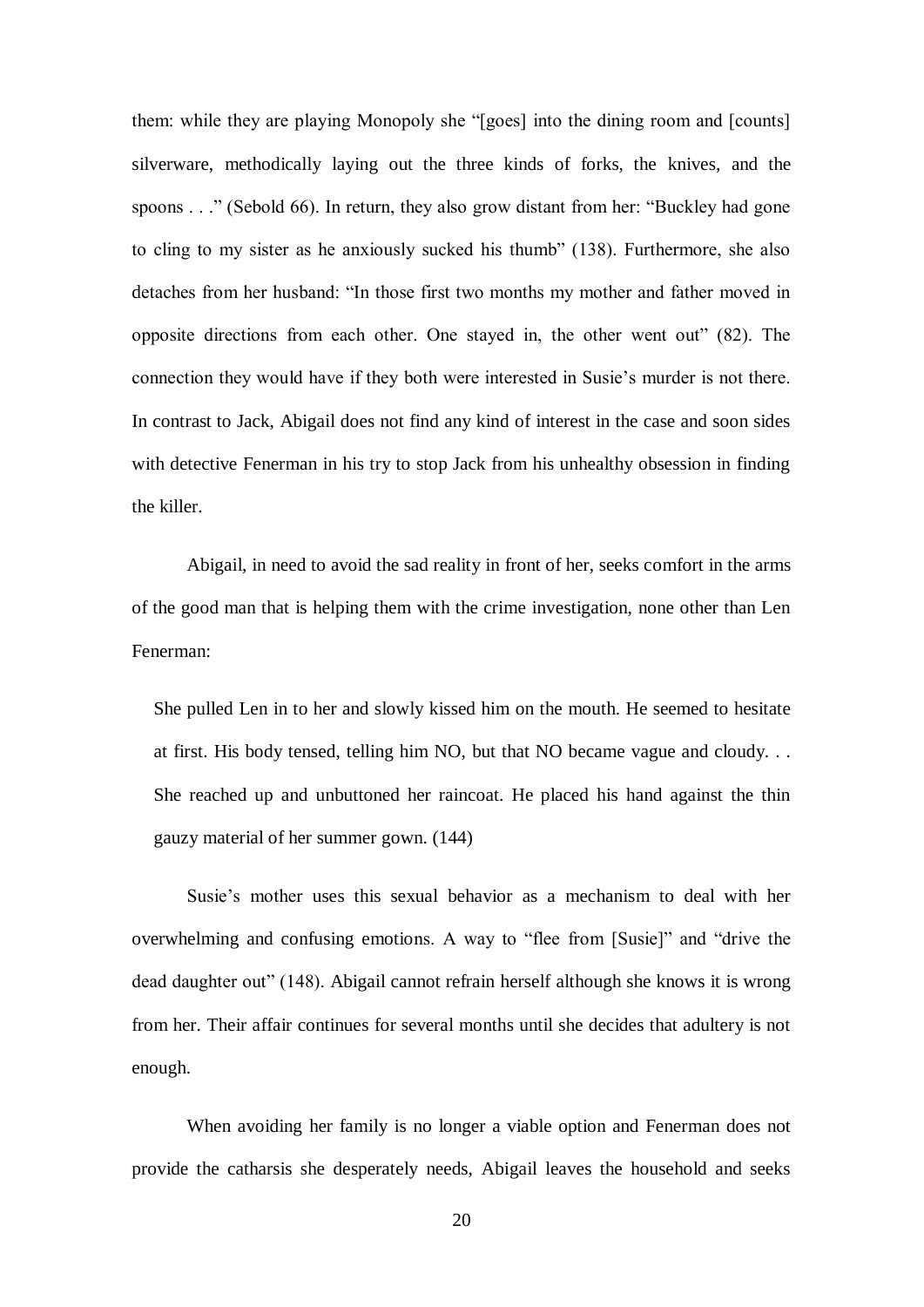them: while they are playing Monopoly she "[goes] into the dining room and [counts] silverware, methodically laying out the three kinds of forks, the knives, and the spoons . . ." (Sebold 66). In return, they also grow distant from her: "Buckley had gone to cling to my sister as he anxiously sucked his thumb" (138). Furthermore, she also detaches from her husband: "In those first two months my mother and father moved in opposite directions from each other. One stayed in, the other went out" (82). The connection they would have if they both were interested in Susie's murder is not there. In contrast to Jack, Abigail does not find any kind of interest in the case and soon sides with detective Fenerman in his try to stop Jack from his unhealthy obsession in finding the killer.

Abigail, in need to avoid the sad reality in front of her, seeks comfort in the arms of the good man that is helping them with the crime investigation, none other than Len Fenerman:

> She pulled Len in to her and slowly kissed him on the mouth. He seemed to hesitate at first. His body tensed, telling him NO, but that NO became vague and cloudy. . . She reached up and unbuttoned her raincoat. He placed his hand against the thin gauzy material of her summer gown. (144)

Susie's mother uses this sexual behavior as a mechanism to deal with her overwhelming and confusing emotions. A way to "flee from [Susie]" and "drive the dead daughter out" (148). Abigail cannot refrain herself although she knows it is wrong from her. Their affair continues for several months until she decides that adultery is not enough.

When avoiding her family is no longer a viable option and Fenerman does not provide the catharsis she desperately needs, Abigail leaves the household and seeks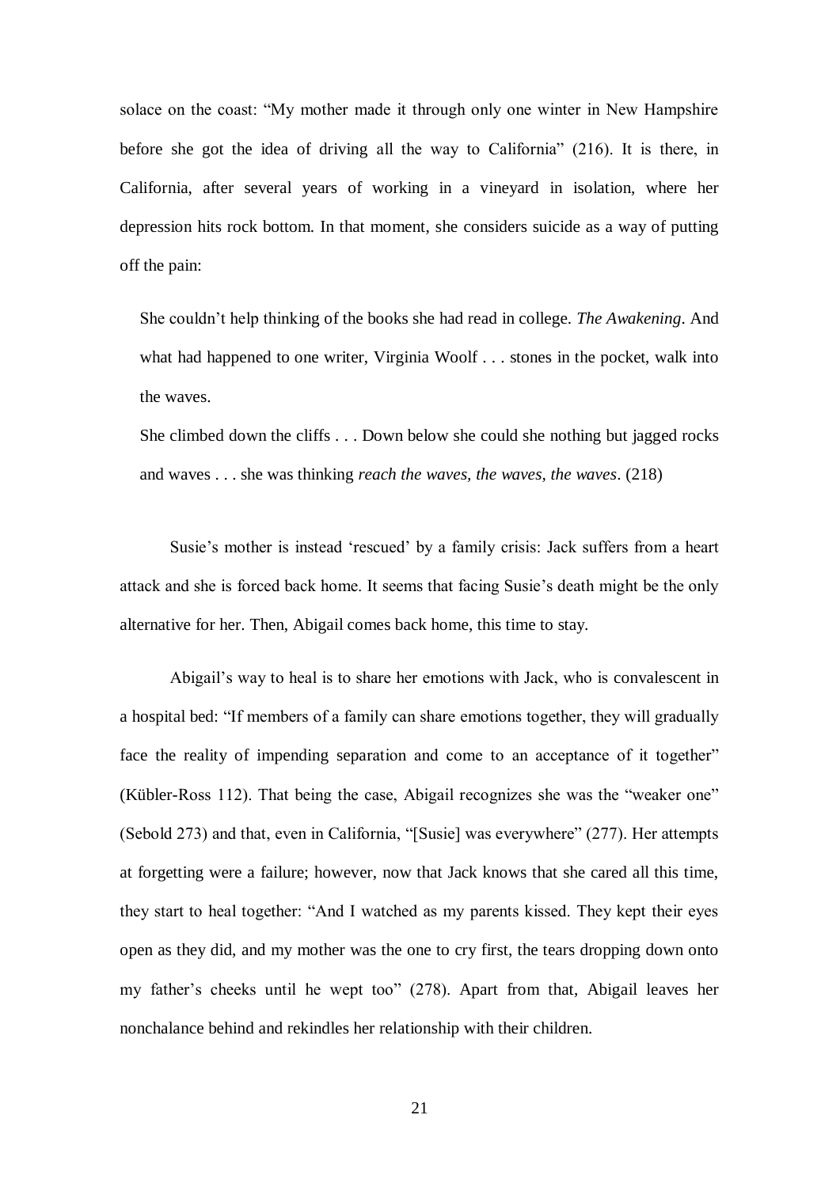solace on the coast: "My mother made it through only one winter in New Hampshire before she got the idea of driving all the way to California" (216). It is there, in California, after several years of working in a vineyard in isolation, where her depression hits rock bottom. In that moment, she considers suicide as a way of putting off the pain:

> She couldn't help thinking of the books she had read in college. *The Awakening*. And what had happened to one writer, Virginia Woolf . . . stones in the pocket, walk into the waves.
>
> She climbed down the cliffs . . . Down below she could she nothing but jagged rocks and waves . . . she was thinking *reach the waves, the waves, the waves*. (218)

Susie's mother is instead 'rescued' by a family crisis: Jack suffers from a heart attack and she is forced back home. It seems that facing Susie's death might be the only alternative for her. Then, Abigail comes back home, this time to stay.

Abigail's way to heal is to share her emotions with Jack, who is convalescent in a hospital bed: "If members of a family can share emotions together, they will gradually face the reality of impending separation and come to an acceptance of it together" (Kübler-Ross 112). That being the case, Abigail recognizes she was the "weaker one" (Sebold 273) and that, even in California, "[Susie] was everywhere" (277). Her attempts at forgetting were a failure; however, now that Jack knows that she cared all this time, they start to heal together: "And I watched as my parents kissed. They kept their eyes open as they did, and my mother was the one to cry first, the tears dropping down onto my father's cheeks until he wept too" (278). Apart from that, Abigail leaves her nonchalance behind and rekindles her relationship with their children.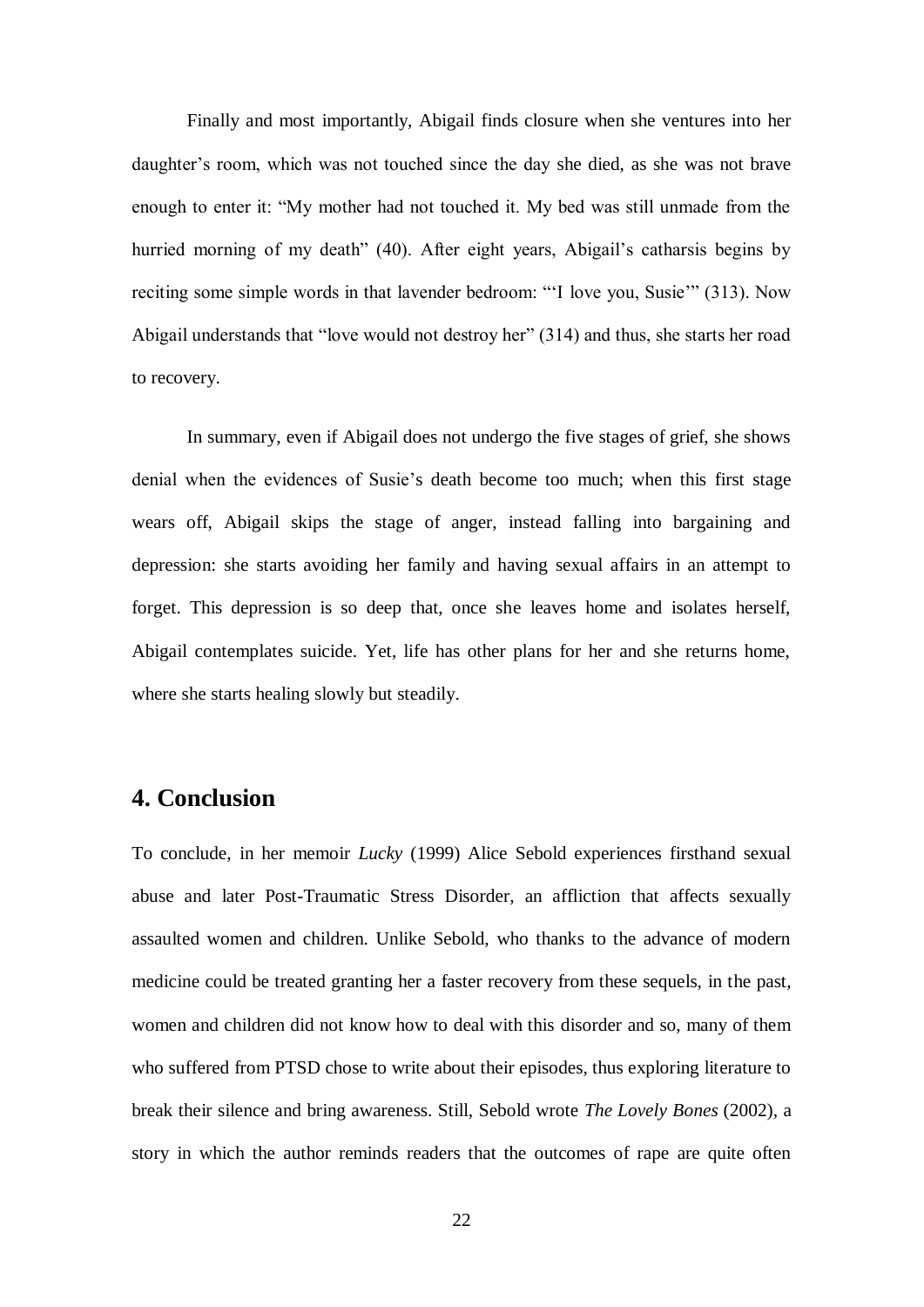Finally and most importantly, Abigail finds closure when she ventures into her daughter's room, which was not touched since the day she died, as she was not brave enough to enter it: "My mother had not touched it. My bed was still unmade from the hurried morning of my death" (40). After eight years, Abigail's catharsis begins by reciting some simple words in that lavender bedroom: "'I love you, Susie'" (313). Now Abigail understands that "love would not destroy her" (314) and thus, she starts her road to recovery.

In summary, even if Abigail does not undergo the five stages of grief, she shows denial when the evidences of Susie's death become too much; when this first stage wears off, Abigail skips the stage of anger, instead falling into bargaining and depression: she starts avoiding her family and having sexual affairs in an attempt to forget. This depression is so deep that, once she leaves home and isolates herself, Abigail contemplates suicide. Yet, life has other plans for her and she returns home, where she starts healing slowly but steadily.

## 4. Conclusion

To conclude, in her memoir *Lucky* (1999) Alice Sebold experiences firsthand sexual abuse and later Post-Traumatic Stress Disorder, an affliction that affects sexually assaulted women and children. Unlike Sebold, who thanks to the advance of modern medicine could be treated granting her a faster recovery from these sequels, in the past, women and children did not know how to deal with this disorder and so, many of them who suffered from PTSD chose to write about their episodes, thus exploring literature to break their silence and bring awareness. Still, Sebold wrote *The Lovely Bones* (2002), a story in which the author reminds readers that the outcomes of rape are quite often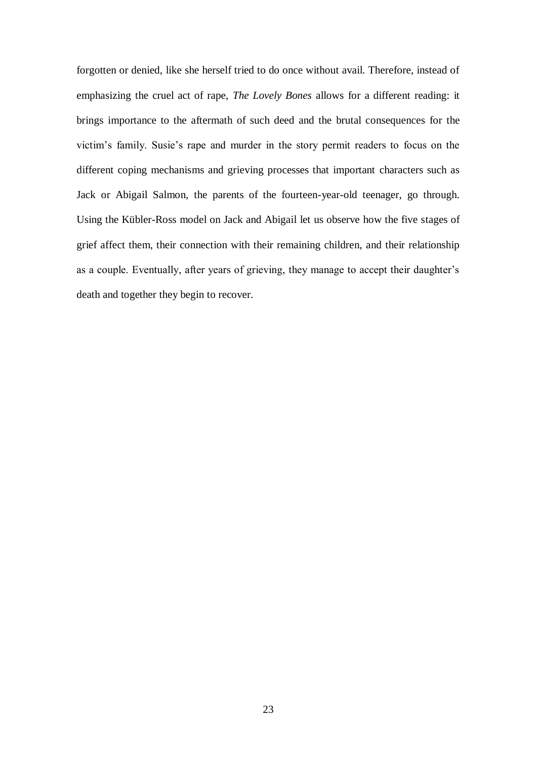forgotten or denied, like she herself tried to do once without avail. Therefore, instead of emphasizing the cruel act of rape, *The Lovely Bones* allows for a different reading: it brings importance to the aftermath of such deed and the brutal consequences for the victim's family. Susie's rape and murder in the story permit readers to focus on the different coping mechanisms and grieving processes that important characters such as Jack or Abigail Salmon, the parents of the fourteen-year-old teenager, go through. Using the Kübler-Ross model on Jack and Abigail let us observe how the five stages of grief affect them, their connection with their remaining children, and their relationship as a couple. Eventually, after years of grieving, they manage to accept their daughter's death and together they begin to recover.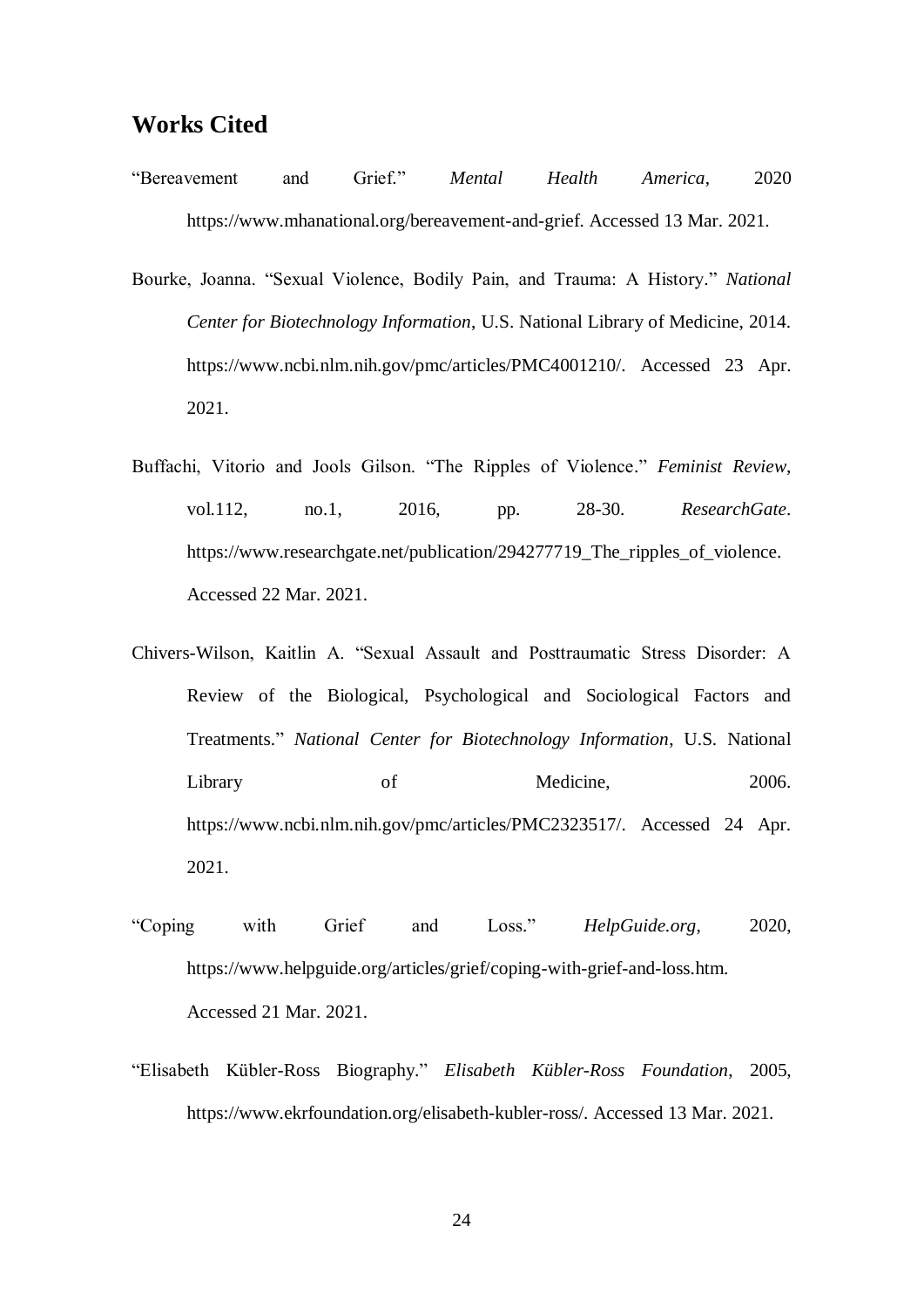## Works Cited

"Bereavement and Grief." *Mental Health America*, 2020 https://www.mhanational.org/bereavement-and-grief. Accessed 13 Mar. 2021.

Bourke, Joanna. "Sexual Violence, Bodily Pain, and Trauma: A History." *National Center for Biotechnology Information*, U.S. National Library of Medicine, 2014. https://www.ncbi.nlm.nih.gov/pmc/articles/PMC4001210/. Accessed 23 Apr. 2021.

Buffachi, Vitorio and Jools Gilson. "The Ripples of Violence." *Feminist Review*, vol.112, no.1, 2016, pp. 28-30. *ResearchGate*. https://www.researchgate.net/publication/294277719_The_ripples_of_violence. Accessed 22 Mar. 2021.

Chivers-Wilson, Kaitlin A. "Sexual Assault and Posttraumatic Stress Disorder: A Review of the Biological, Psychological and Sociological Factors and Treatments." *National Center for Biotechnology Information*, U.S. National Library of Medicine, 2006. https://www.ncbi.nlm.nih.gov/pmc/articles/PMC2323517/. Accessed 24 Apr. 2021.

"Coping with Grief and Loss." *HelpGuide.org*, 2020, https://www.helpguide.org/articles/grief/coping-with-grief-and-loss.htm. Accessed 21 Mar. 2021.

"Elisabeth Kübler-Ross Biography." *Elisabeth Kübler-Ross Foundation*, 2005, https://www.ekrfoundation.org/elisabeth-kubler-ross/. Accessed 13 Mar. 2021.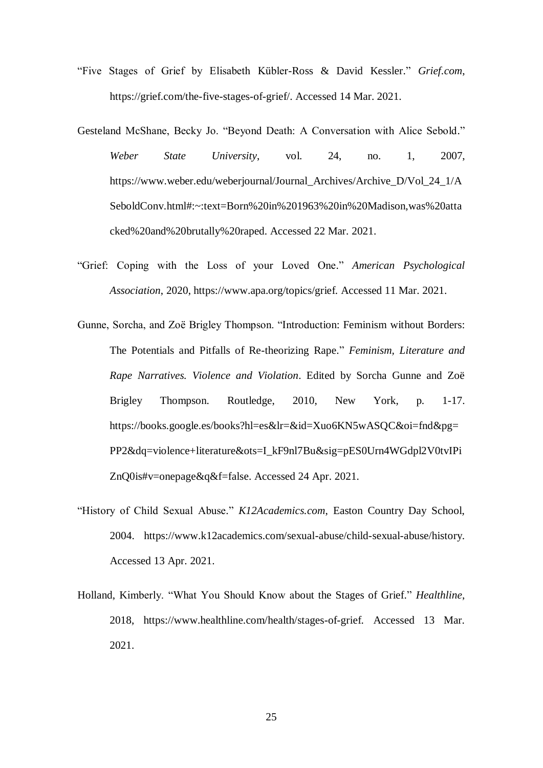"Five Stages of Grief by Elisabeth Kübler-Ross & David Kessler." *Grief.com*, https://grief.com/the-five-stages-of-grief/. Accessed 14 Mar. 2021.

Gesteland McShane, Becky Jo. "Beyond Death: A Conversation with Alice Sebold." *Weber State University*, vol. 24, no. 1, 2007, https://www.weber.edu/weberjournal/Journal_Archives/Archive_D/Vol_24_1/ASeboldConv.html#:~:text=Born%20in%201963%20in%20Madison,was%20attacked%20and%20brutally%20raped. Accessed 22 Mar. 2021.

"Grief: Coping with the Loss of your Loved One." *American Psychological Association*, 2020, https://www.apa.org/topics/grief. Accessed 11 Mar. 2021.

Gunne, Sorcha, and Zoë Brigley Thompson. "Introduction: Feminism without Borders: The Potentials and Pitfalls of Re-theorizing Rape." *Feminism, Literature and Rape Narratives. Violence and Violation*. Edited by Sorcha Gunne and Zoë Brigley Thompson. Routledge, 2010, New York, p. 1-17. https://books.google.es/books?hl=es&lr=&id=Xuo6KN5wASQC&oi=fnd&pg=PP2&dq=violence+literature&ots=I_kF9nl7Bu&sig=pES0Urn4WGdpl2V0tvIPiZnQ0is#v=onepage&q&f=false. Accessed 24 Apr. 2021.

"History of Child Sexual Abuse." *K12Academics.com*, Easton Country Day School, 2004. https://www.k12academics.com/sexual-abuse/child-sexual-abuse/history. Accessed 13 Apr. 2021.

Holland, Kimberly. "What You Should Know about the Stages of Grief." *Healthline*, 2018, https://www.healthline.com/health/stages-of-grief. Accessed 13 Mar. 2021.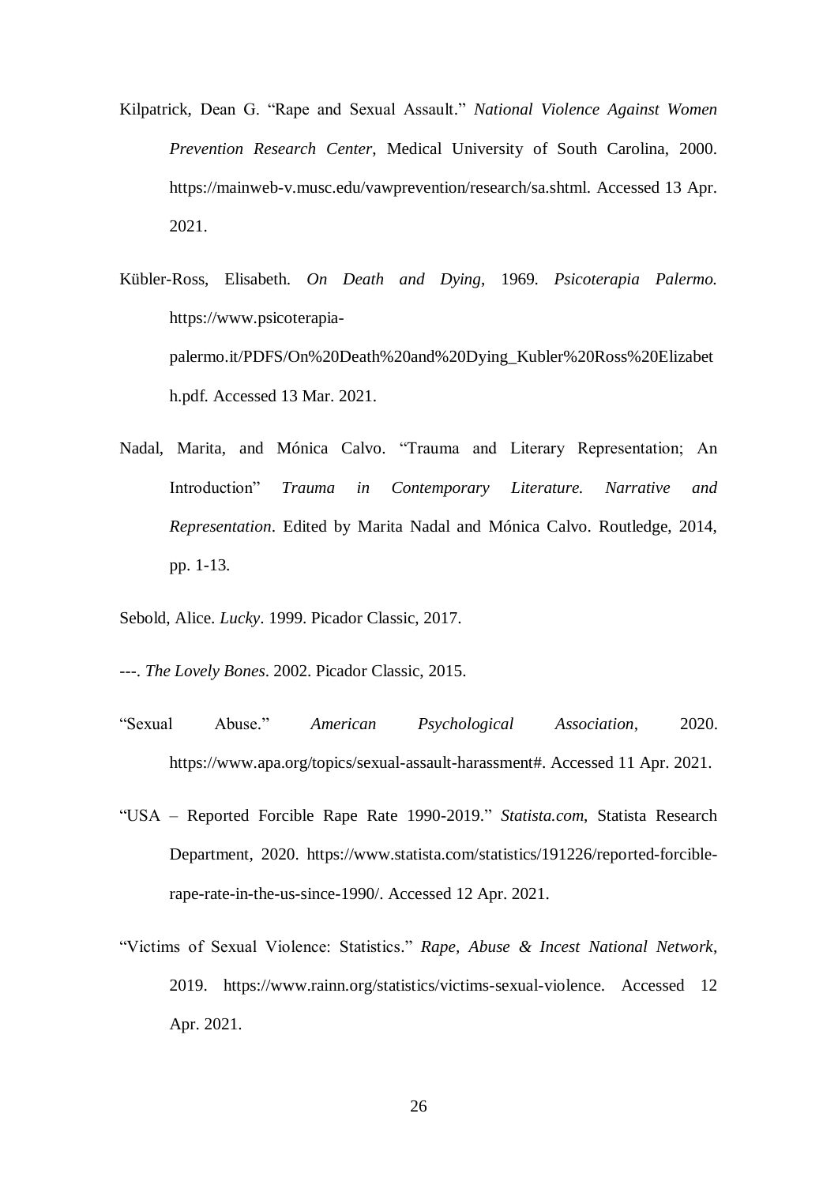Kilpatrick, Dean G. "Rape and Sexual Assault." *National Violence Against Women Prevention Research Center*, Medical University of South Carolina, 2000. https://mainweb-v.musc.edu/vawprevention/research/sa.shtml. Accessed 13 Apr. 2021.

Kübler-Ross, Elisabeth. *On Death and Dying*, 1969. *Psicoterapia Palermo.* https://www.psicoterapia-palermo.it/PDFS/On%20Death%20and%20Dying_Kubler%20Ross%20Elizabeth.pdf. Accessed 13 Mar. 2021.

Nadal, Marita, and Mónica Calvo. "Trauma and Literary Representation; An Introduction" *Trauma in Contemporary Literature. Narrative and Representation*. Edited by Marita Nadal and Mónica Calvo. Routledge, 2014, pp. 1-13.

Sebold, Alice. *Lucky*. 1999. Picador Classic, 2017.

---. *The Lovely Bones*. 2002. Picador Classic, 2015.

"Sexual Abuse." *American Psychological Association*, 2020. https://www.apa.org/topics/sexual-assault-harassment#. Accessed 11 Apr. 2021.

"USA – Reported Forcible Rape Rate 1990-2019." *Statista.com*, Statista Research Department, 2020. https://www.statista.com/statistics/191226/reported-forcible-rape-rate-in-the-us-since-1990/. Accessed 12 Apr. 2021.

"Victims of Sexual Violence: Statistics." *Rape, Abuse & Incest National Network*, 2019. https://www.rainn.org/statistics/victims-sexual-violence. Accessed 12 Apr. 2021.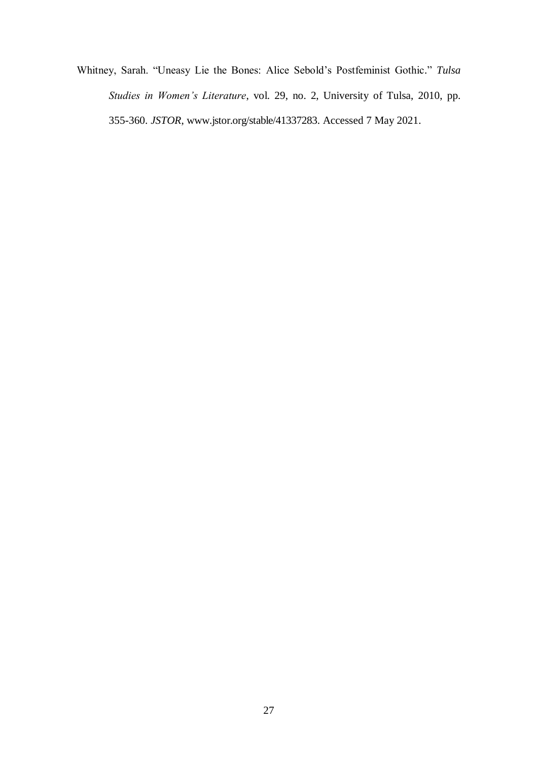Whitney, Sarah. “Uneasy Lie the Bones: Alice Sebold’s Postfeminist Gothic.” *Tulsa Studies in Women’s Literature*, vol. 29, no. 2, University of Tulsa, 2010, pp. 355-360. *JSTOR*, www.jstor.org/stable/41337283. Accessed 7 May 2021.